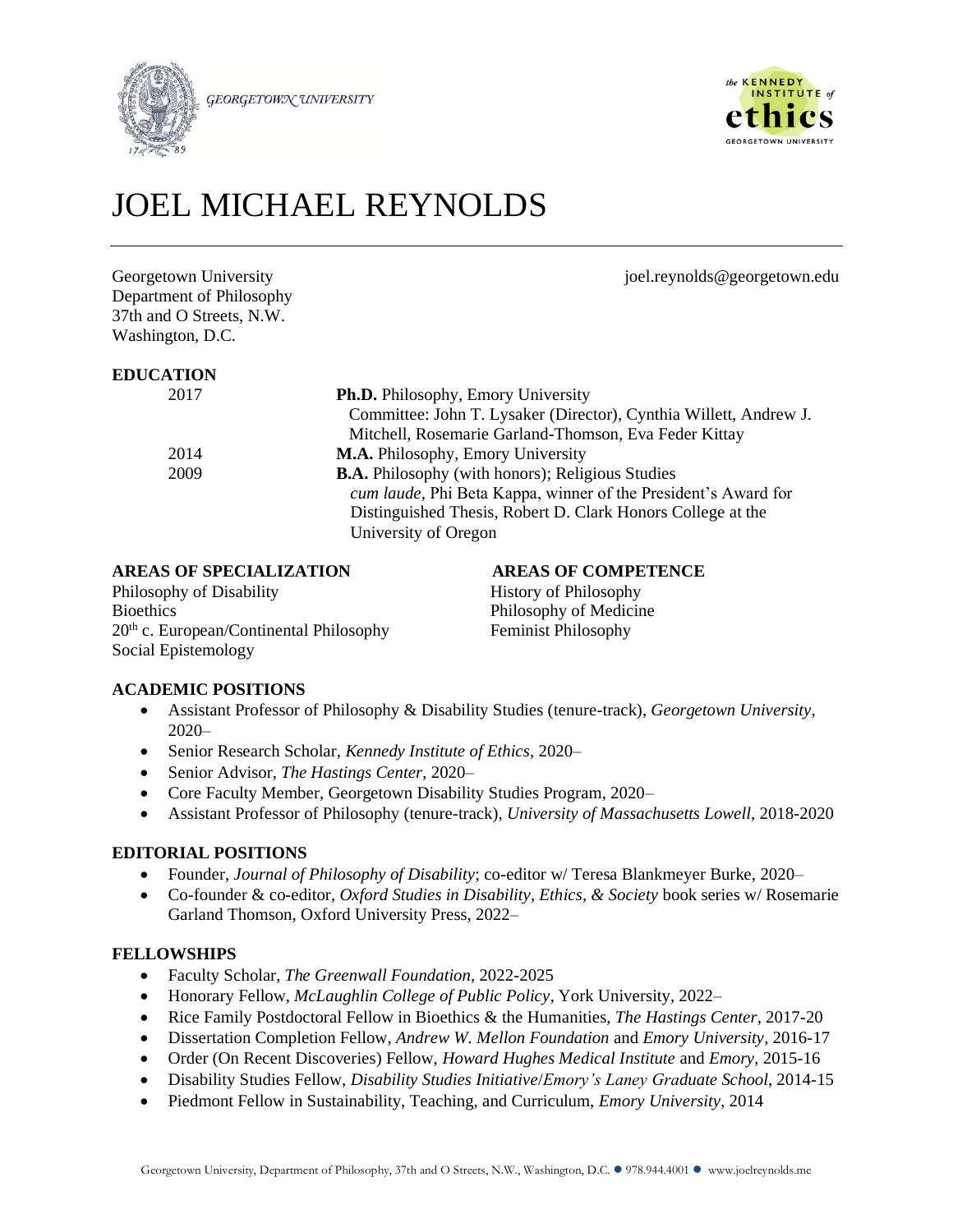# JOEL MICHAEL REYNOLDS

Georgetown University
Department of Philosophy
37th and O Streets, N.W.
Washington, D.C.

joel.reynolds@georgetown.edu

## EDUCATION

| | |
|---|---|
| 2017 | **Ph.D.** Philosophy, Emory University<br>Committee: John T. Lysaker (Director), Cynthia Willett, Andrew J. Mitchell, Rosemarie Garland-Thomson, Eva Feder Kittay |
| 2014 | **M.A.** Philosophy, Emory University |
| 2009 | **B.A.** Philosophy (with honors); Religious Studies<br>*cum laude*, Phi Beta Kappa, winner of the President's Award for Distinguished Thesis, Robert D. Clark Honors College at the University of Oregon |

## AREAS OF SPECIALIZATION

Philosophy of Disability
Bioethics
20th c. European/Continental Philosophy
Social Epistemology

## AREAS OF COMPETENCE

History of Philosophy
Philosophy of Medicine
Feminist Philosophy

## ACADEMIC POSITIONS

- Assistant Professor of Philosophy & Disability Studies (tenure-track), *Georgetown University*, 2020–
- Senior Research Scholar, *Kennedy Institute of Ethics*, 2020–
- Senior Advisor, *The Hastings Center*, 2020–
- Core Faculty Member, Georgetown Disability Studies Program, 2020–
- Assistant Professor of Philosophy (tenure-track), *University of Massachusetts Lowell*, 2018-2020

## EDITORIAL POSITIONS

- Founder, *Journal of Philosophy of Disability*; co-editor w/ Teresa Blankmeyer Burke, 2020–
- Co-founder & co-editor, *Oxford Studies in Disability, Ethics, & Society* book series w/ Rosemarie Garland Thomson, Oxford University Press, 2022–

## FELLOWSHIPS

- Faculty Scholar, *The Greenwall Foundation*, 2022-2025
- Honorary Fellow, *McLaughlin College of Public Policy*, York University, 2022–
- Rice Family Postdoctoral Fellow in Bioethics & the Humanities, *The Hastings Center*, 2017-20
- Dissertation Completion Fellow, *Andrew W. Mellon Foundation* and *Emory University*, 2016-17
- Order (On Recent Discoveries) Fellow, *Howard Hughes Medical Institute* and *Emory*, 2015-16
- Disability Studies Fellow, *Disability Studies Initiative*/*Emory's Laney Graduate School*, 2014-15
- Piedmont Fellow in Sustainability, Teaching, and Curriculum, *Emory University*, 2014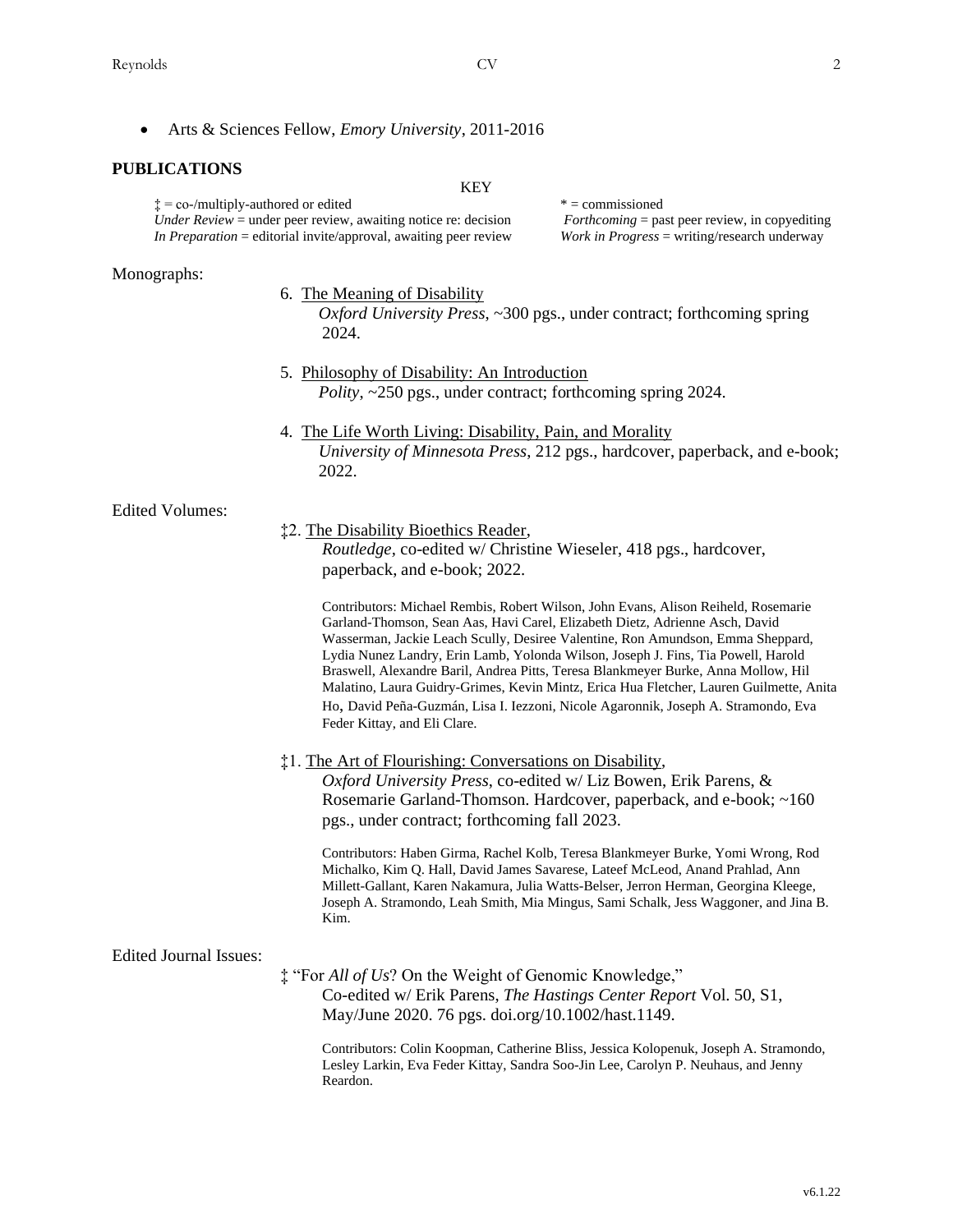- Arts & Sciences Fellow, *Emory University*, 2011-2016

## PUBLICATIONS

KEY

‡ = co-/multiply-authored or edited
*Under Review* = under peer review, awaiting notice re: decision
*In Preparation* = editorial invite/approval, awaiting peer review

* = commissioned
*Forthcoming* = past peer review, in copyediting
*Work in Progress* = writing/research underway

### Monographs:

6. The Meaning of Disability
   *Oxford University Press*, ~300 pgs., under contract; forthcoming spring 2024.

5. Philosophy of Disability: An Introduction
   *Polity*, ~250 pgs., under contract; forthcoming spring 2024.

4. The Life Worth Living: Disability, Pain, and Morality
   *University of Minnesota Press*, 212 pgs., hardcover, paperback, and e-book; 2022.

### Edited Volumes:

‡2. The Disability Bioethics Reader,
*Routledge*, co-edited w/ Christine Wieseler, 418 pgs., hardcover, paperback, and e-book; 2022.

Contributors: Michael Rembis, Robert Wilson, John Evans, Alison Reiheld, Rosemarie Garland-Thomson, Sean Aas, Havi Carel, Elizabeth Dietz, Adrienne Asch, David Wasserman, Jackie Leach Scully, Desiree Valentine, Ron Amundson, Emma Sheppard, Lydia Nunez Landry, Erin Lamb, Yolonda Wilson, Joseph J. Fins, Tia Powell, Harold Braswell, Alexandre Baril, Andrea Pitts, Teresa Blankmeyer Burke, Anna Mollow, Hil Malatino, Laura Guidry-Grimes, Kevin Mintz, Erica Hua Fletcher, Lauren Guilmette, Anita Ho, David Peña-Guzmán, Lisa I. Iezzoni, Nicole Agaronnik, Joseph A. Stramondo, Eva Feder Kittay, and Eli Clare.

‡1. The Art of Flourishing: Conversations on Disability,
*Oxford University Press*, co-edited w/ Liz Bowen, Erik Parens, & Rosemarie Garland-Thomson. Hardcover, paperback, and e-book; ~160 pgs., under contract; forthcoming fall 2023.

Contributors: Haben Girma, Rachel Kolb, Teresa Blankmeyer Burke, Yomi Wrong, Rod Michalko, Kim Q. Hall, David James Savarese, Lateef McLeod, Anand Prahlad, Ann Millett-Gallant, Karen Nakamura, Julia Watts-Belser, Jerron Herman, Georgina Kleege, Joseph A. Stramondo, Leah Smith, Mia Mingus, Sami Schalk, Jess Waggoner, and Jina B. Kim.

### Edited Journal Issues:

‡ "For *All of Us*? On the Weight of Genomic Knowledge,"
Co-edited w/ Erik Parens, *The Hastings Center Report* Vol. 50, S1, May/June 2020. 76 pgs. doi.org/10.1002/hast.1149.

Contributors: Colin Koopman, Catherine Bliss, Jessica Kolopenuk, Joseph A. Stramondo, Lesley Larkin, Eva Feder Kittay, Sandra Soo-Jin Lee, Carolyn P. Neuhaus, and Jenny Reardon.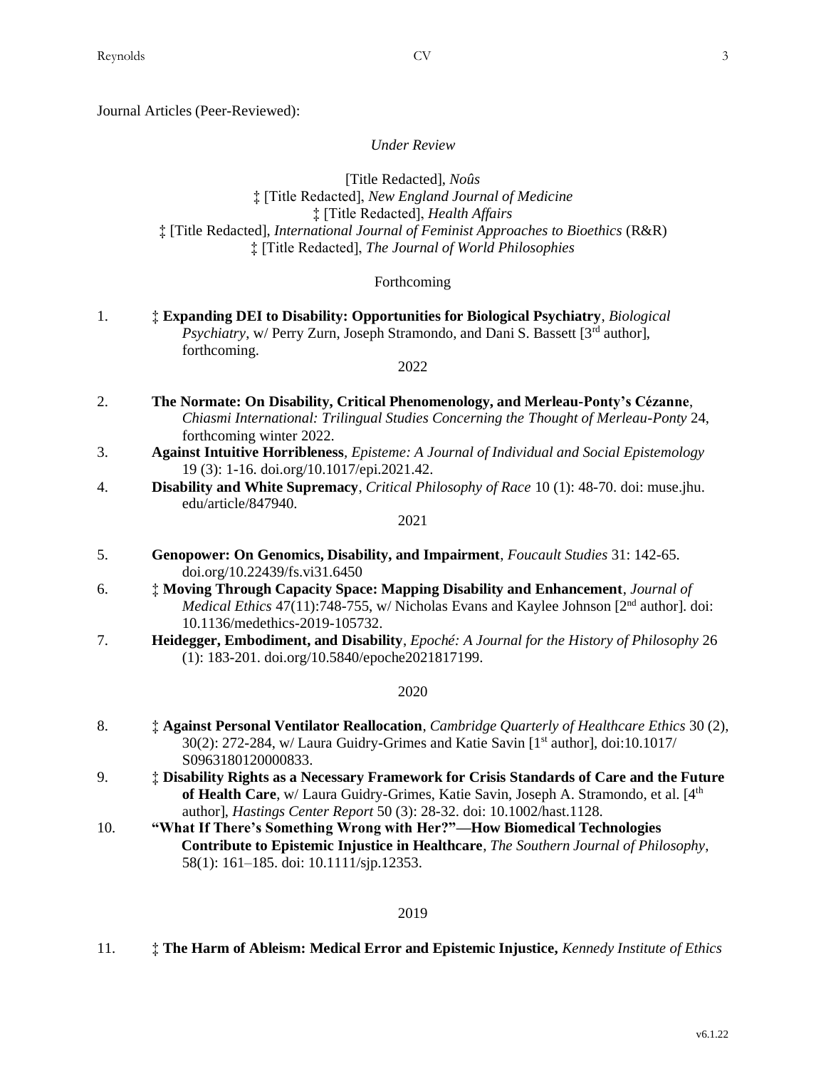Journal Articles (Peer-Reviewed):

*Under Review*

[Title Redacted], *Noûs*
‡ [Title Redacted], *New England Journal of Medicine*
‡ [Title Redacted], *Health Affairs*
‡ [Title Redacted], *International Journal of Feminist Approaches to Bioethics* (R&R)
‡ [Title Redacted], *The Journal of World Philosophies*

Forthcoming

1. ‡ **Expanding DEI to Disability: Opportunities for Biological Psychiatry**, *Biological Psychiatry*, w/ Perry Zurn, Joseph Stramondo, and Dani S. Bassett [3rd author], forthcoming.

2022

2. **The Normate: On Disability, Critical Phenomenology, and Merleau-Ponty's Cézanne**, *Chiasmi International: Trilingual Studies Concerning the Thought of Merleau-Ponty* 24, forthcoming winter 2022.
3. **Against Intuitive Horribleness**, *Episteme: A Journal of Individual and Social Epistemology* 19 (3): 1-16. doi.org/10.1017/epi.2021.42.
4. **Disability and White Supremacy**, *Critical Philosophy of Race* 10 (1): 48-70. doi: muse.jhu.edu/article/847940.

2021

5. **Genopower: On Genomics, Disability, and Impairment**, *Foucault Studies* 31: 142-65. doi.org/10.22439/fs.vi31.6450
6. ‡ **Moving Through Capacity Space: Mapping Disability and Enhancement**, *Journal of Medical Ethics* 47(11):748-755, w/ Nicholas Evans and Kaylee Johnson [2nd author]. doi: 10.1136/medethics-2019-105732.
7. **Heidegger, Embodiment, and Disability**, *Epoché: A Journal for the History of Philosophy* 26 (1): 183-201. doi.org/10.5840/epoche2021817199.

2020

8. ‡ **Against Personal Ventilator Reallocation**, *Cambridge Quarterly of Healthcare Ethics* 30 (2), 30(2): 272-284, w/ Laura Guidry-Grimes and Katie Savin [1st author], doi:10.1017/S0963180120000833.
9. ‡ **Disability Rights as a Necessary Framework for Crisis Standards of Care and the Future of Health Care**, w/ Laura Guidry-Grimes, Katie Savin, Joseph A. Stramondo, et al. [4th author], *Hastings Center Report* 50 (3): 28-32. doi: 10.1002/hast.1128.
10. **"What If There's Something Wrong with Her?"—How Biomedical Technologies Contribute to Epistemic Injustice in Healthcare**, *The Southern Journal of Philosophy*, 58(1): 161–185. doi: 10.1111/sjp.12353.

2019

11. ‡ **The Harm of Ableism: Medical Error and Epistemic Injustice,** *Kennedy Institute of Ethics*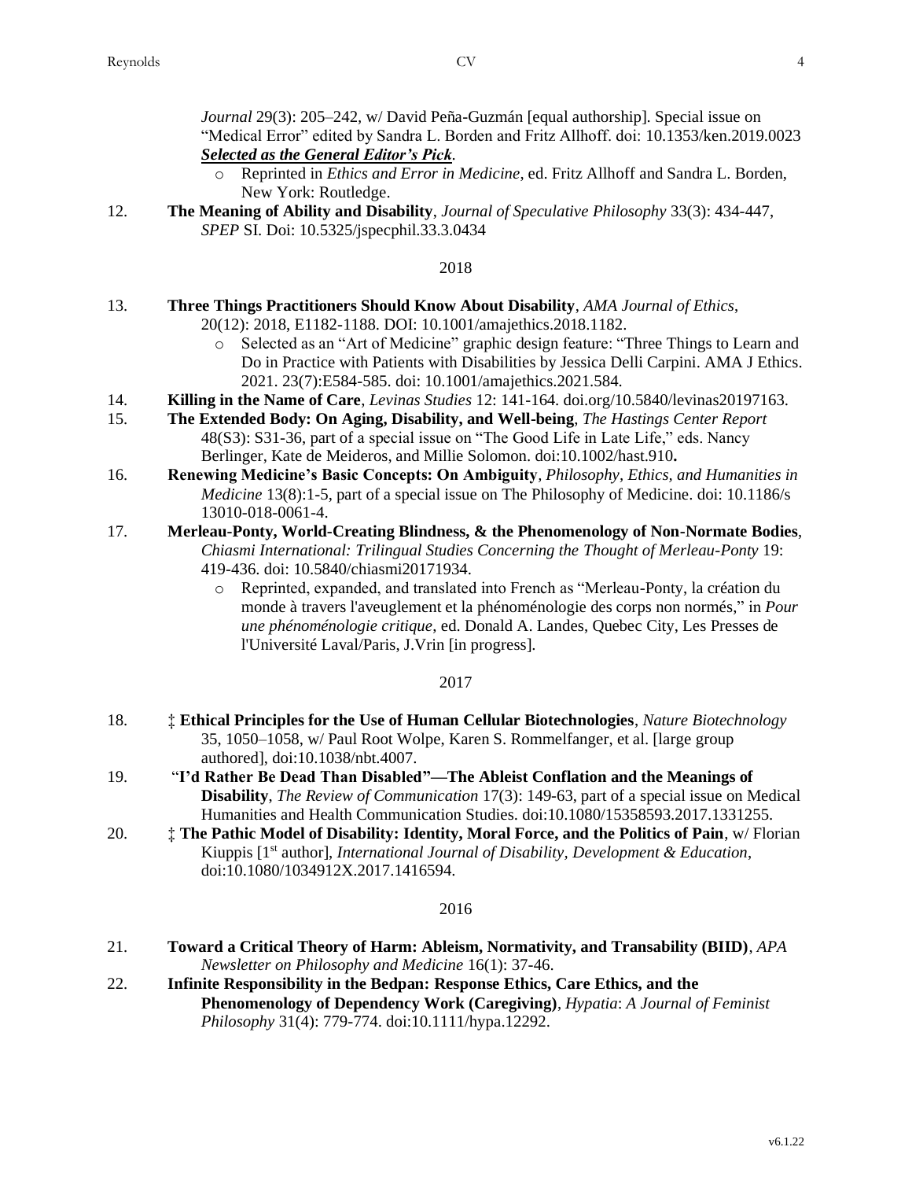*Journal* 29(3): 205–242, w/ David Peña-Guzmán [equal authorship]. Special issue on "Medical Error" edited by Sandra L. Borden and Fritz Allhoff. doi: 10.1353/ken.2019.0023 ***Selected as the General Editor's Pick***.

- Reprinted in *Ethics and Error in Medicine*, ed. Fritz Allhoff and Sandra L. Borden, New York: Routledge.

12. **The Meaning of Ability and Disability**, *Journal of Speculative Philosophy* 33(3): 434-447, *SPEP* SI. Doi: 10.5325/jspecphil.33.3.0434

2018

13. **Three Things Practitioners Should Know About Disability**, *AMA Journal of Ethics*, 20(12): 2018, E1182-1188. DOI: 10.1001/amajethics.2018.1182.
    - Selected as an "Art of Medicine" graphic design feature: "Three Things to Learn and Do in Practice with Patients with Disabilities by Jessica Delli Carpini. AMA J Ethics. 2021. 23(7):E584-585. doi: 10.1001/amajethics.2021.584.
14. **Killing in the Name of Care**, *Levinas Studies* 12: 141-164. doi.org/10.5840/levinas20197163.
15. **The Extended Body: On Aging, Disability, and Well-being**, *The Hastings Center Report* 48(S3): S31-36, part of a special issue on "The Good Life in Late Life," eds. Nancy Berlinger, Kate de Meideros, and Millie Solomon. doi:10.1002/hast.910**.**
16. **Renewing Medicine's Basic Concepts: On Ambiguity**, *Philosophy, Ethics, and Humanities in Medicine* 13(8):1-5, part of a special issue on The Philosophy of Medicine. doi: 10.1186/s 13010-018-0061-4.
17. **Merleau-Ponty, World-Creating Blindness, & the Phenomenology of Non-Normate Bodies**, *Chiasmi International: Trilingual Studies Concerning the Thought of Merleau-Ponty* 19: 419-436. doi: 10.5840/chiasmi20171934.
    - Reprinted, expanded, and translated into French as "Merleau-Ponty, la création du monde à travers l'aveuglement et la phénoménologie des corps non normés," in *Pour une phénoménologie critique*, ed. Donald A. Landes, Quebec City, Les Presses de l'Université Laval/Paris, J.Vrin [in progress].

2017

18. **‡ Ethical Principles for the Use of Human Cellular Biotechnologies**, *Nature Biotechnology* 35, 1050–1058, w/ Paul Root Wolpe, Karen S. Rommelfanger, et al. [large group authored], doi:10.1038/nbt.4007.
19. "**I'd Rather Be Dead Than Disabled"—The Ableist Conflation and the Meanings of Disability**, *The Review of Communication* 17(3): 149-63, part of a special issue on Medical Humanities and Health Communication Studies. doi:10.1080/15358593.2017.1331255.
20. **‡ The Pathic Model of Disability: Identity, Moral Force, and the Politics of Pain**, w/ Florian Kiuppis [1st author], *International Journal of Disability, Development & Education*, doi:10.1080/1034912X.2017.1416594.

2016

21. **Toward a Critical Theory of Harm: Ableism, Normativity, and Transability (BIID)**, *APA Newsletter on Philosophy and Medicine* 16(1): 37-46.
22. **Infinite Responsibility in the Bedpan: Response Ethics, Care Ethics, and the Phenomenology of Dependency Work (Caregiving)**, *Hypatia*: *A Journal of Feminist Philosophy* 31(4): 779-774. doi:10.1111/hypa.12292.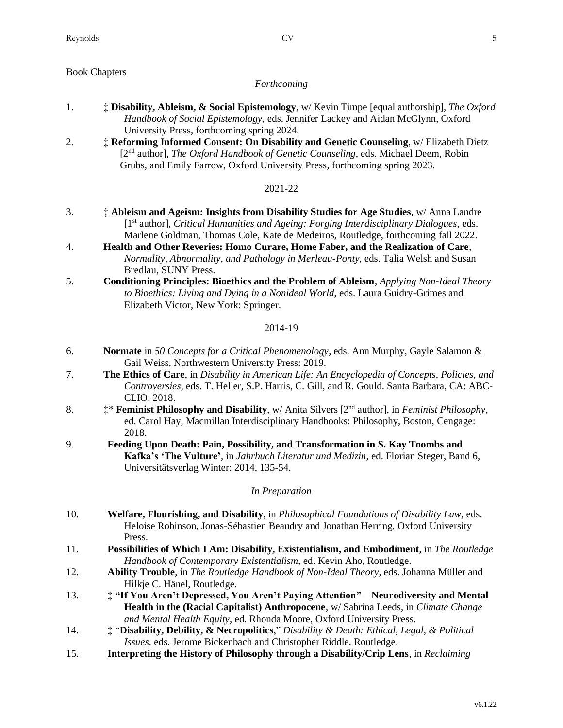Book Chapters

*Forthcoming*

1. ‡ **Disability, Ableism, & Social Epistemology**, w/ Kevin Timpe [equal authorship], *The Oxford Handbook of Social Epistemology*, eds. Jennifer Lackey and Aidan McGlynn, Oxford University Press, forthcoming spring 2024.
2. ‡ **Reforming Informed Consent: On Disability and Genetic Counseling**, w/ Elizabeth Dietz [2nd author], *The Oxford Handbook of Genetic Counseling*, eds. Michael Deem, Robin Grubs, and Emily Farrow, Oxford University Press, forthcoming spring 2023.

2021-22

3. ‡ **Ableism and Ageism: Insights from Disability Studies for Age Studies**, w/ Anna Landre [1st author], *Critical Humanities and Ageing: Forging Interdisciplinary Dialogues*, eds. Marlene Goldman, Thomas Cole, Kate de Medeiros, Routledge, forthcoming fall 2022.
4. **Health and Other Reveries: Homo Curare, Home Faber, and the Realization of Care**, *Normality, Abnormality, and Pathology in Merleau-Ponty*, eds. Talia Welsh and Susan Bredlau, SUNY Press.
5. **Conditioning Principles: Bioethics and the Problem of Ableism**, *Applying Non-Ideal Theory to Bioethics: Living and Dying in a Nonideal World*, eds. Laura Guidry-Grimes and Elizabeth Victor, New York: Springer.

2014-19

6. **Normate** in *50 Concepts for a Critical Phenomenology*, eds. Ann Murphy, Gayle Salamon & Gail Weiss, Northwestern University Press: 2019.
7. **The Ethics of Care**, in *Disability in American Life: An Encyclopedia of Concepts, Policies, and Controversies*, eds. T. Heller, S.P. Harris, C. Gill, and R. Gould. Santa Barbara, CA: ABC-CLIO: 2018.
8. ‡* **Feminist Philosophy and Disability**, w/ Anita Silvers [2nd author], in *Feminist Philosophy*, ed. Carol Hay, Macmillan Interdisciplinary Handbooks: Philosophy, Boston, Cengage: 2018.
9. **Feeding Upon Death: Pain, Possibility, and Transformation in S. Kay Toombs and Kafka's 'The Vulture'**, in *Jahrbuch Literatur und Medizin*, ed. Florian Steger, Band 6, Universitätsverlag Winter: 2014, 135-54.

*In Preparation*

10. **Welfare, Flourishing, and Disability**, in *Philosophical Foundations of Disability Law*, eds. Heloise Robinson, Jonas-Sébastien Beaudry and Jonathan Herring, Oxford University Press.
11. **Possibilities of Which I Am: Disability, Existentialism, and Embodiment**, in *The Routledge Handbook of Contemporary Existentialism*, ed. Kevin Aho, Routledge.
12. **Ability Trouble**, in *The Routledge Handbook of Non-Ideal Theory*, eds. Johanna Müller and Hilkje C. Hänel, Routledge.
13. ‡ **"If You Aren't Depressed, You Aren't Paying Attention"—Neurodiversity and Mental Health in the (Racial Capitalist) Anthropocene**, w/ Sabrina Leeds, in *Climate Change and Mental Health Equity*, ed. Rhonda Moore, Oxford University Press.
14. ‡ "**Disability, Debility, & Necropolitics**," *Disability & Death: Ethical, Legal, & Political Issues*, eds. Jerome Bickenbach and Christopher Riddle, Routledge.
15. **Interpreting the History of Philosophy through a Disability/Crip Lens**, in *Reclaiming*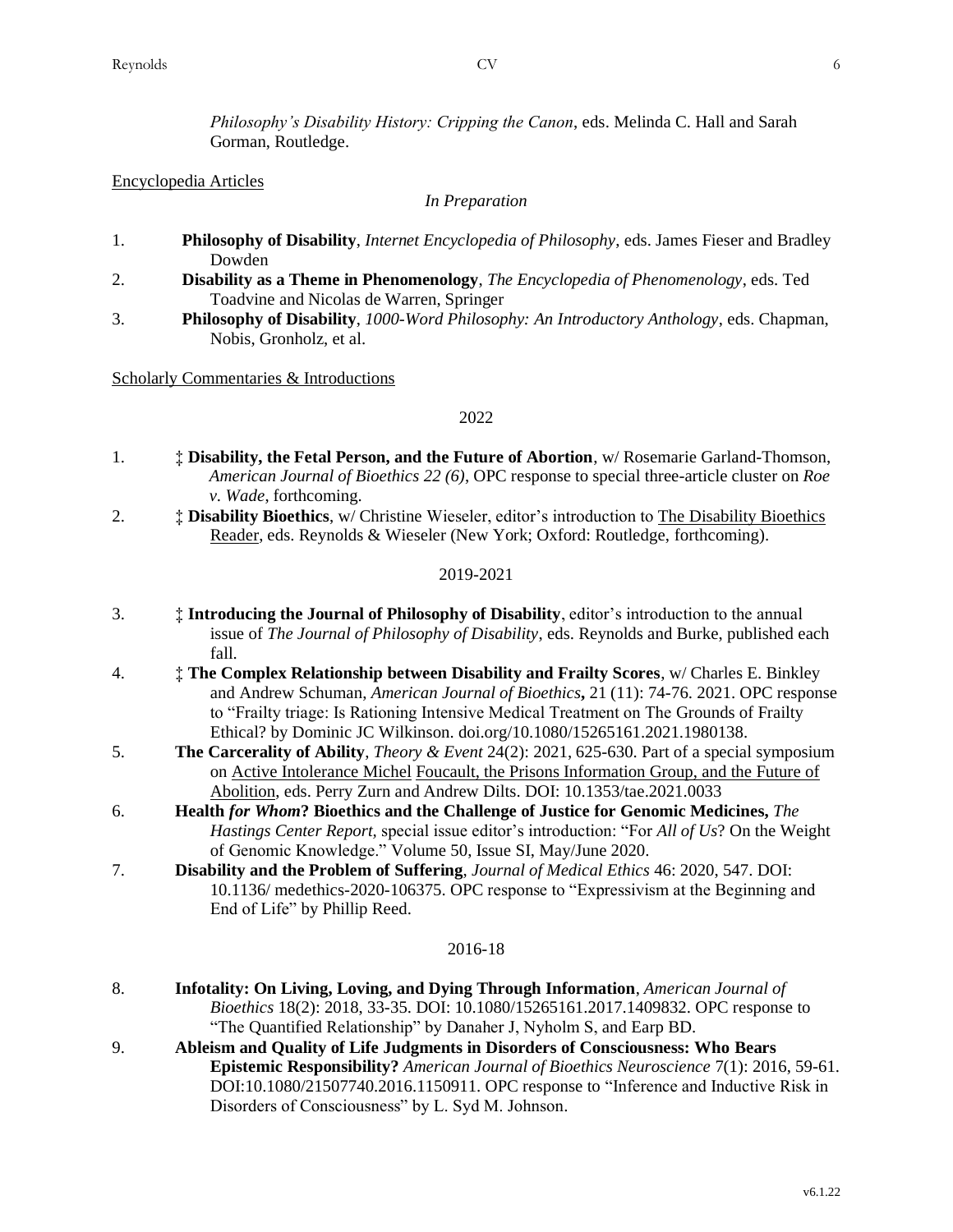*Philosophy's Disability History: Cripping the Canon*, eds. Melinda C. Hall and Sarah Gorman, Routledge.

<u>Encyclopedia Articles</u>

*In Preparation*

1. **Philosophy of Disability**, *Internet Encyclopedia of Philosophy*, eds. James Fieser and Bradley Dowden
2. **Disability as a Theme in Phenomenology**, *The Encyclopedia of Phenomenology*, eds. Ted Toadvine and Nicolas de Warren, Springer
3. **Philosophy of Disability**, *1000-Word Philosophy: An Introductory Anthology*, eds. Chapman, Nobis, Gronholz, et al.

<u>Scholarly Commentaries & Introductions</u>

2022

1. ‡ **Disability, the Fetal Person, and the Future of Abortion**, w/ Rosemarie Garland-Thomson, *American Journal of Bioethics 22 (6)*, OPC response to special three-article cluster on *Roe v. Wade*, forthcoming.
2. ‡ **Disability Bioethics**, w/ Christine Wieseler, editor's introduction to <u>The Disability Bioethics Reader</u>, eds. Reynolds & Wieseler (New York; Oxford: Routledge, forthcoming).

2019-2021

3. ‡ **Introducing the Journal of Philosophy of Disability**, editor's introduction to the annual issue of *The Journal of Philosophy of Disability*, eds. Reynolds and Burke, published each fall.
4. ‡ **The Complex Relationship between Disability and Frailty Scores**, w/ Charles E. Binkley and Andrew Schuman, *American Journal of Bioethics***,** 21 (11): 74-76. 2021. OPC response to "Frailty triage: Is Rationing Intensive Medical Treatment on The Grounds of Frailty Ethical? by Dominic JC Wilkinson. doi.org/10.1080/15265161.2021.1980138.
5. **The Carcerality of Ability**, *Theory & Event* 24(2): 2021, 625-630. Part of a special symposium on <u>Active Intolerance Michel Foucault, the Prisons Information Group, and the Future of Abolition</u>, eds. Perry Zurn and Andrew Dilts. DOI: 10.1353/tae.2021.0033
6. **Health *for Whom*? Bioethics and the Challenge of Justice for Genomic Medicines,** *The Hastings Center Report*, special issue editor's introduction: "For *All of Us*? On the Weight of Genomic Knowledge." Volume 50, Issue SI, May/June 2020.
7. **Disability and the Problem of Suffering**, *Journal of Medical Ethics* 46: 2020, 547. DOI: 10.1136/ medethics-2020-106375. OPC response to "Expressivism at the Beginning and End of Life" by Phillip Reed.

2016-18

8. **Infotality: On Living, Loving, and Dying Through Information**, *American Journal of Bioethics* 18(2): 2018, 33-35. DOI: 10.1080/15265161.2017.1409832. OPC response to "The Quantified Relationship" by Danaher J, Nyholm S, and Earp BD.
9. **Ableism and Quality of Life Judgments in Disorders of Consciousness: Who Bears Epistemic Responsibility?** *American Journal of Bioethics Neuroscience* 7(1): 2016, 59-61. DOI:10.1080/21507740.2016.1150911. OPC response to "Inference and Inductive Risk in Disorders of Consciousness" by L. Syd M. Johnson.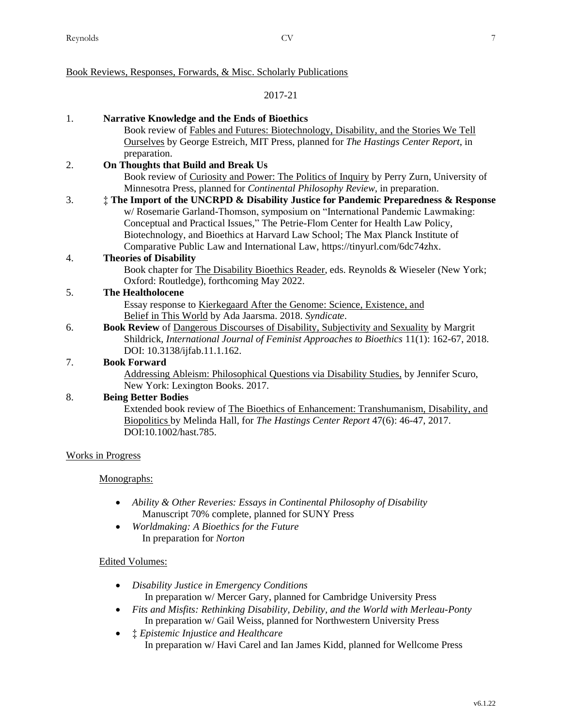Book Reviews, Responses, Forwards, & Misc. Scholarly Publications

2017-21

1. **Narrative Knowledge and the Ends of Bioethics**
   Book review of Fables and Futures: Biotechnology, Disability, and the Stories We Tell Ourselves by George Estreich, MIT Press, planned for *The Hastings Center Report*, in preparation.
2. **On Thoughts that Build and Break Us**
   Book review of Curiosity and Power: The Politics of Inquiry by Perry Zurn, University of Minnesotra Press, planned for *Continental Philosophy Review*, in preparation.
3. **‡ The Import of the UNCRPD & Disability Justice for Pandemic Preparedness & Response**
   w/ Rosemarie Garland-Thomson, symposium on "International Pandemic Lawmaking: Conceptual and Practical Issues," The Petrie-Flom Center for Health Law Policy, Biotechnology, and Bioethics at Harvard Law School; The Max Planck Institute of Comparative Public Law and International Law, https://tinyurl.com/6dc74zhx.
4. **Theories of Disability**
   Book chapter for The Disability Bioethics Reader, eds. Reynolds & Wieseler (New York; Oxford: Routledge), forthcoming May 2022.
5. **The Healtholocene**
   Essay response to Kierkegaard After the Genome: Science, Existence, and Belief in This World by Ada Jaarsma. 2018. *Syndicate*.
6. **Book Review** of Dangerous Discourses of Disability, Subjectivity and Sexuality by Margrit Shildrick, *International Journal of Feminist Approaches to Bioethics* 11(1): 162-67, 2018. DOI: 10.3138/ijfab.11.1.162.
7. **Book Forward**
   Addressing Ableism: Philosophical Questions via Disability Studies, by Jennifer Scuro, New York: Lexington Books. 2017.
8. **Being Better Bodies**
   Extended book review of The Bioethics of Enhancement: Transhumanism, Disability, and Biopolitics by Melinda Hall, for *The Hastings Center Report* 47(6): 46-47, 2017. DOI:10.1002/hast.785.

Works in Progress

Monographs:

- *Ability & Other Reveries: Essays in Continental Philosophy of Disability*
  Manuscript 70% complete, planned for SUNY Press
- *Worldmaking: A Bioethics for the Future*
  In preparation for *Norton*

Edited Volumes:

- *Disability Justice in Emergency Conditions*
  In preparation w/ Mercer Gary, planned for Cambridge University Press
- *Fits and Misfits: Rethinking Disability, Debility, and the World with Merleau-Ponty*
  In preparation w/ Gail Weiss, planned for Northwestern University Press
- ‡ *Epistemic Injustice and Healthcare*
  In preparation w/ Havi Carel and Ian James Kidd, planned for Wellcome Press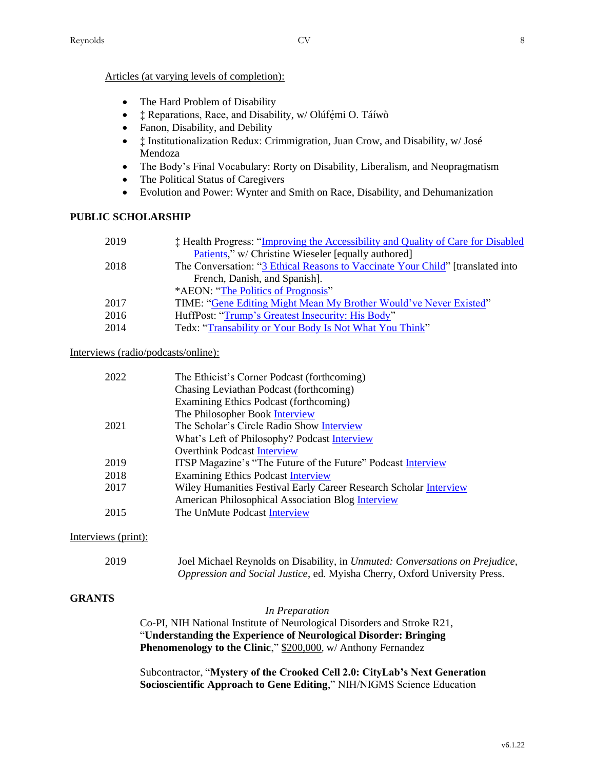Articles (at varying levels of completion):

- The Hard Problem of Disability
- ‡ Reparations, Race, and Disability, w/ Olúfẹ́mi O. Táíwò
- Fanon, Disability, and Debility
- ‡ Institutionalization Redux: Crimmigration, Juan Crow, and Disability, w/ José Mendoza
- The Body's Final Vocabulary: Rorty on Disability, Liberalism, and Neopragmatism
- The Political Status of Caregivers
- Evolution and Power: Wynter and Smith on Race, Disability, and Dehumanization

## PUBLIC SCHOLARSHIP

| | |
|---|---|
| 2019 | ‡ Health Progress: "Improving the Accessibility and Quality of Care for Disabled Patients," w/ Christine Wieseler [equally authored] |
| 2018 | The Conversation: "3 Ethical Reasons to Vaccinate Your Child" [translated into French, Danish, and Spanish]. |
| | *AEON: "The Politics of Prognosis" |
| 2017 | TIME: "Gene Editing Might Mean My Brother Would've Never Existed" |
| 2016 | HuffPost: "Trump's Greatest Insecurity: His Body" |
| 2014 | Tedx: "Transability or Your Body Is Not What You Think" |

Interviews (radio/podcasts/online):

| | |
|---|---|
| 2022 | The Ethicist's Corner Podcast (forthcoming) |
| | Chasing Leviathan Podcast (forthcoming) |
| | Examining Ethics Podcast (forthcoming) |
| | The Philosopher Book Interview |
| 2021 | The Scholar's Circle Radio Show Interview |
| | What's Left of Philosophy? Podcast Interview |
| | Overthink Podcast Interview |
| 2019 | ITSP Magazine's "The Future of the Future" Podcast Interview |
| 2018 | Examining Ethics Podcast Interview |
| 2017 | Wiley Humanities Festival Early Career Research Scholar Interview |
| | American Philosophical Association Blog Interview |
| 2015 | The UnMute Podcast Interview |

Interviews (print):

| | |
|---|---|
| 2019 | Joel Michael Reynolds on Disability, in *Unmuted: Conversations on Prejudice, Oppression and Social Justice*, ed. Myisha Cherry, Oxford University Press. |

## GRANTS

*In Preparation*

Co-PI, NIH National Institute of Neurological Disorders and Stroke R21, "**Understanding the Experience of Neurological Disorder: Bringing Phenomenology to the Clinic**," $200,000, w/ Anthony Fernandez

Subcontractor, "**Mystery of the Crooked Cell 2.0: CityLab's Next Generation Socioscientific Approach to Gene Editing**," NIH/NIGMS Science Education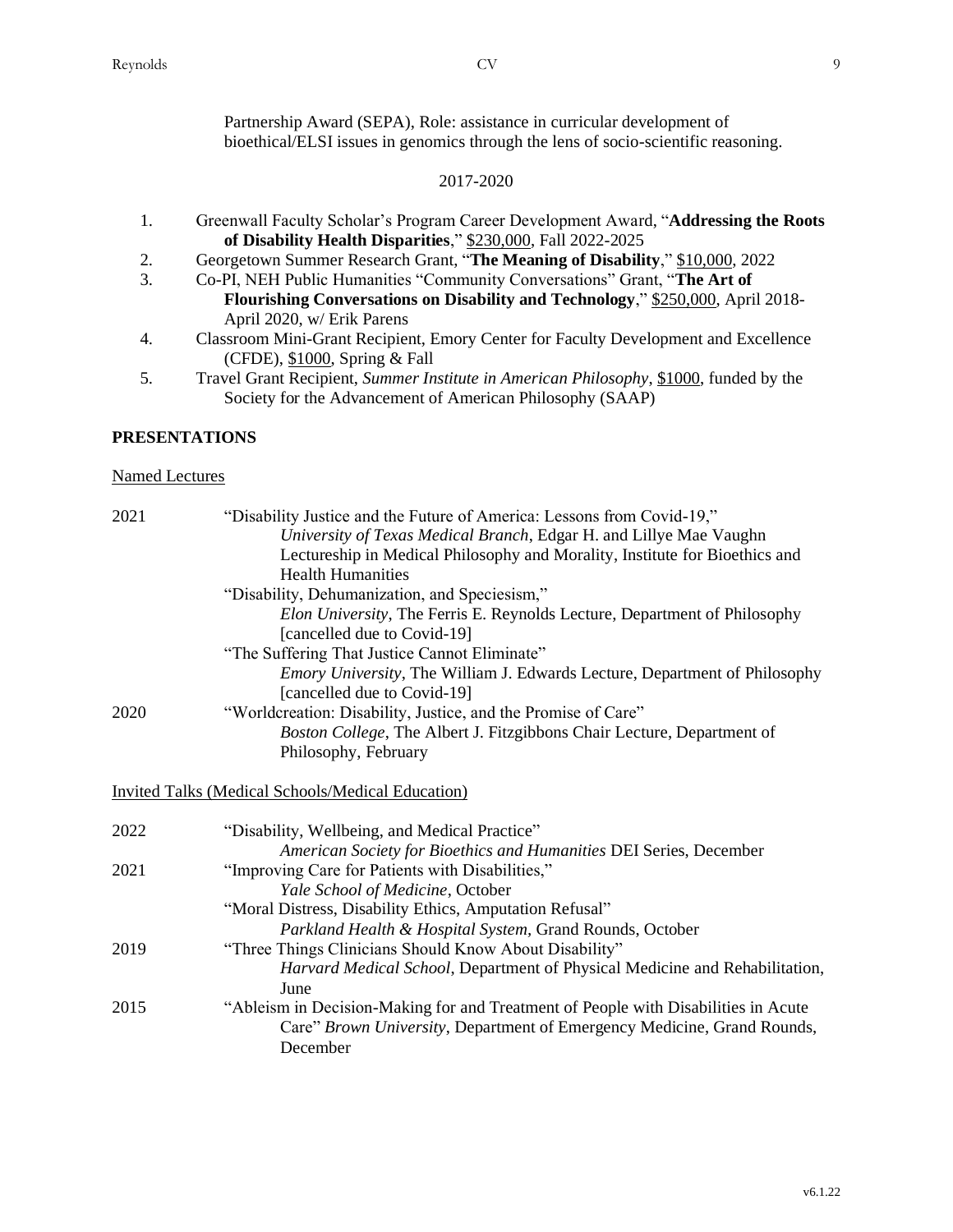Partnership Award (SEPA), Role: assistance in curricular development of bioethical/ELSI issues in genomics through the lens of socio-scientific reasoning.

2017-2020

1. Greenwall Faculty Scholar's Program Career Development Award, "**Addressing the Roots of Disability Health Disparities**," <u>$230,000</u>, Fall 2022-2025
2. Georgetown Summer Research Grant, "**The Meaning of Disability**," <u>$10,000</u>, 2022
3. Co-PI, NEH Public Humanities "Community Conversations" Grant, "**The Art of Flourishing Conversations on Disability and Technology**," <u>$250,000</u>, April 2018-April 2020, w/ Erik Parens
4. Classroom Mini-Grant Recipient, Emory Center for Faculty Development and Excellence (CFDE), <u>$1000</u>, Spring & Fall
5. Travel Grant Recipient, *Summer Institute in American Philosophy*, <u>$1000</u>, funded by the Society for the Advancement of American Philosophy (SAAP)

## PRESENTATIONS

<u>Named Lectures</u>

2021
"Disability Justice and the Future of America: Lessons from Covid-19,"
*University of Texas Medical Branch*, Edgar H. and Lillye Mae Vaughn Lectureship in Medical Philosophy and Morality, Institute for Bioethics and Health Humanities

"Disability, Dehumanization, and Speciesism,"
*Elon University*, The Ferris E. Reynolds Lecture, Department of Philosophy [cancelled due to Covid-19]

"The Suffering That Justice Cannot Eliminate"
*Emory University*, The William J. Edwards Lecture, Department of Philosophy [cancelled due to Covid-19]

2020
"Worldcreation: Disability, Justice, and the Promise of Care"
*Boston College*, The Albert J. Fitzgibbons Chair Lecture, Department of Philosophy, February

<u>Invited Talks (Medical Schools/Medical Education)</u>

2022
"Disability, Wellbeing, and Medical Practice"
*American Society for Bioethics and Humanities* DEI Series, December

2021
"Improving Care for Patients with Disabilities,"
*Yale School of Medicine*, October

"Moral Distress, Disability Ethics, Amputation Refusal"
*Parkland Health & Hospital System*, Grand Rounds, October

2019
"Three Things Clinicians Should Know About Disability"
*Harvard Medical School*, Department of Physical Medicine and Rehabilitation, June

2015
"Ableism in Decision-Making for and Treatment of People with Disabilities in Acute Care" *Brown University*, Department of Emergency Medicine, Grand Rounds, December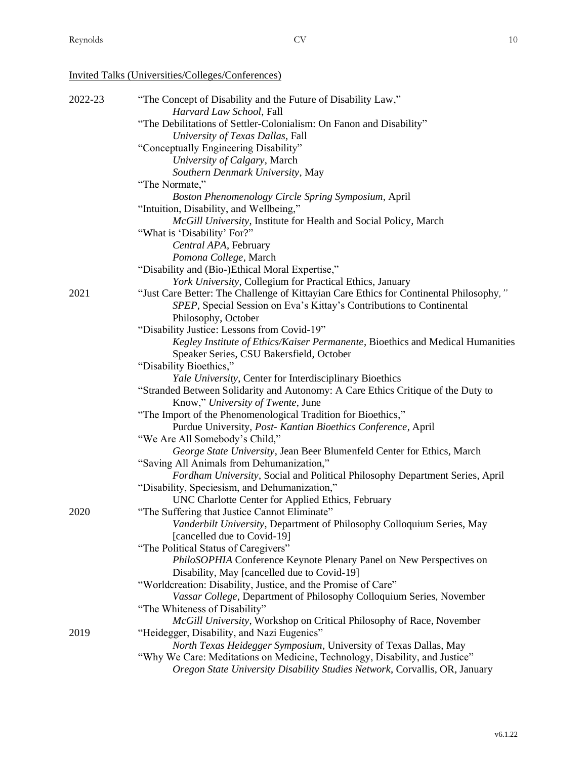Invited Talks (Universities/Colleges/Conferences)

**2022-23**

"The Concept of Disability and the Future of Disability Law,"
*Harvard Law School*, Fall

"The Debilitations of Settler-Colonialism: On Fanon and Disability"
*University of Texas Dallas*, Fall

"Conceptually Engineering Disability"
*University of Calgary*, March
*Southern Denmark University*, May

"The Normate,"
*Boston Phenomenology Circle Spring Symposium*, April

"Intuition, Disability, and Wellbeing,"
*McGill University*, Institute for Health and Social Policy, March

"What is 'Disability' For?"
*Central APA*, February
*Pomona College*, March

"Disability and (Bio-)Ethical Moral Expertise,"
*York University*, Collegium for Practical Ethics, January

**2021**

"Just Care Better: The Challenge of Kittayian Care Ethics for Continental Philosophy,"
*SPEP*, Special Session on Eva's Kittay's Contributions to Continental Philosophy, October

"Disability Justice: Lessons from Covid-19"
*Kegley Institute of Ethics/Kaiser Permanente*, Bioethics and Medical Humanities Speaker Series, CSU Bakersfield, October

"Disability Bioethics,"
*Yale University*, Center for Interdisciplinary Bioethics

"Stranded Between Solidarity and Autonomy: A Care Ethics Critique of the Duty to Know," *University of Twente*, June

"The Import of the Phenomenological Tradition for Bioethics,"
Purdue University, *Post- Kantian Bioethics Conference*, April

"We Are All Somebody's Child,"
*George State University*, Jean Beer Blumenfeld Center for Ethics, March

"Saving All Animals from Dehumanization,"
*Fordham University*, Social and Political Philosophy Department Series, April

"Disability, Speciesism, and Dehumanization,"
UNC Charlotte Center for Applied Ethics, February

**2020**

"The Suffering that Justice Cannot Eliminate"
*Vanderbilt University*, Department of Philosophy Colloquium Series, May [cancelled due to Covid-19]

"The Political Status of Caregivers"
*PhiloSOPHIA* Conference Keynote Plenary Panel on New Perspectives on Disability, May [cancelled due to Covid-19]

"Worldcreation: Disability, Justice, and the Promise of Care"
*Vassar College*, Department of Philosophy Colloquium Series, November

"The Whiteness of Disability"
*McGill University*, Workshop on Critical Philosophy of Race, November

**2019**

"Heidegger, Disability, and Nazi Eugenics"
*North Texas Heidegger Symposium*, University of Texas Dallas, May

"Why We Care: Meditations on Medicine, Technology, Disability, and Justice"
*Oregon State University Disability Studies Network*, Corvallis, OR, January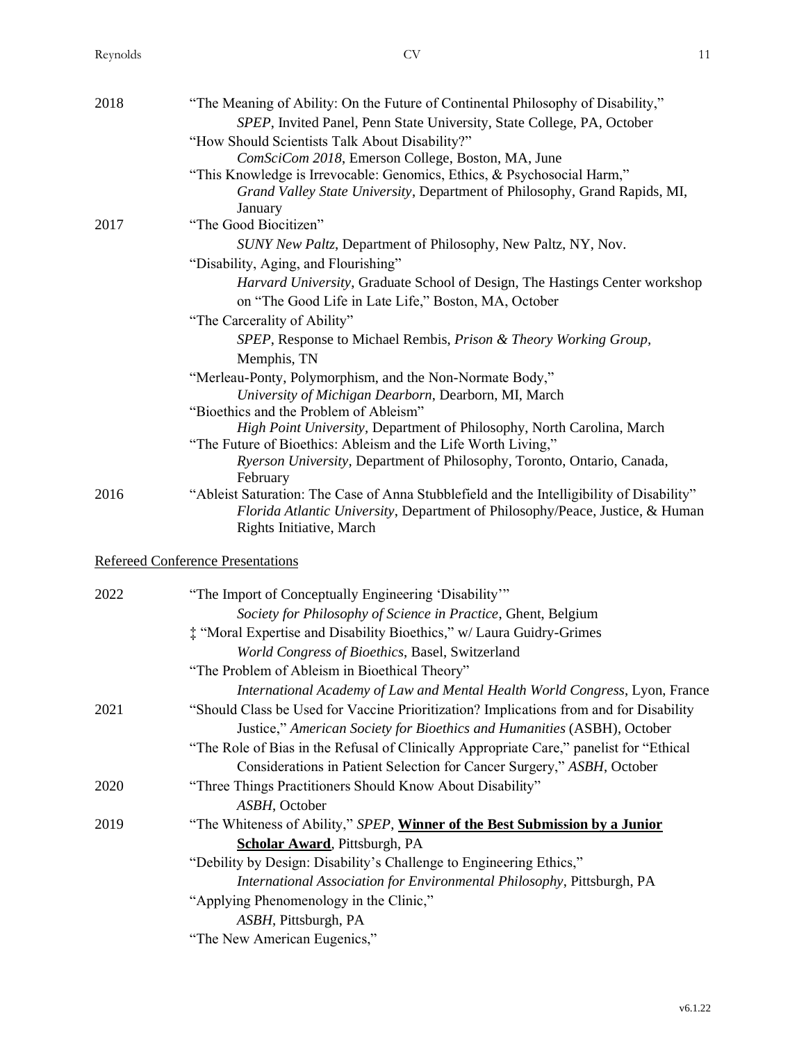2018 "The Meaning of Ability: On the Future of Continental Philosophy of Disability,"
*SPEP*, Invited Panel, Penn State University, State College, PA, October

"How Should Scientists Talk About Disability?"
*ComSciCom 2018*, Emerson College, Boston, MA, June

"This Knowledge is Irrevocable: Genomics, Ethics, & Psychosocial Harm,"
*Grand Valley State University*, Department of Philosophy, Grand Rapids, MI, January

2017 "The Good Biocitizen"
*SUNY New Paltz*, Department of Philosophy, New Paltz, NY, Nov.

"Disability, Aging, and Flourishing"
*Harvard University*, Graduate School of Design, The Hastings Center workshop on "The Good Life in Late Life," Boston, MA, October

"The Carcerality of Ability"
*SPEP*, Response to Michael Rembis, *Prison & Theory Working Group*, Memphis, TN

"Merleau-Ponty, Polymorphism, and the Non-Normate Body,"
*University of Michigan Dearborn*, Dearborn, MI, March

"Bioethics and the Problem of Ableism"
*High Point University*, Department of Philosophy, North Carolina, March

"The Future of Bioethics: Ableism and the Life Worth Living,"
*Ryerson University*, Department of Philosophy, Toronto, Ontario, Canada, February

2016 "Ableist Saturation: The Case of Anna Stubblefield and the Intelligibility of Disability"
*Florida Atlantic University*, Department of Philosophy/Peace, Justice, & Human Rights Initiative, March

<u>Refereed Conference Presentations</u>

2022 "The Import of Conceptually Engineering 'Disability'"
*Society for Philosophy of Science in Practice*, Ghent, Belgium

‡ "Moral Expertise and Disability Bioethics," w/ Laura Guidry-Grimes
*World Congress of Bioethics*, Basel, Switzerland

"The Problem of Ableism in Bioethical Theory"
*International Academy of Law and Mental Health World Congress*, Lyon, France

2021 "Should Class be Used for Vaccine Prioritization? Implications from and for Disability Justice," *American Society for Bioethics and Humanities* (ASBH), October

"The Role of Bias in the Refusal of Clinically Appropriate Care," panelist for "Ethical Considerations in Patient Selection for Cancer Surgery," *ASBH*, October

2020 "Three Things Practitioners Should Know About Disability"
*ASBH*, October

2019 "The Whiteness of Ability," *SPEP*, **<u>Winner of the Best Submission by a Junior Scholar Award</u>**, Pittsburgh, PA

"Debility by Design: Disability's Challenge to Engineering Ethics,"
*International Association for Environmental Philosophy*, Pittsburgh, PA

"Applying Phenomenology in the Clinic,"
*ASBH*, Pittsburgh, PA

"The New American Eugenics,"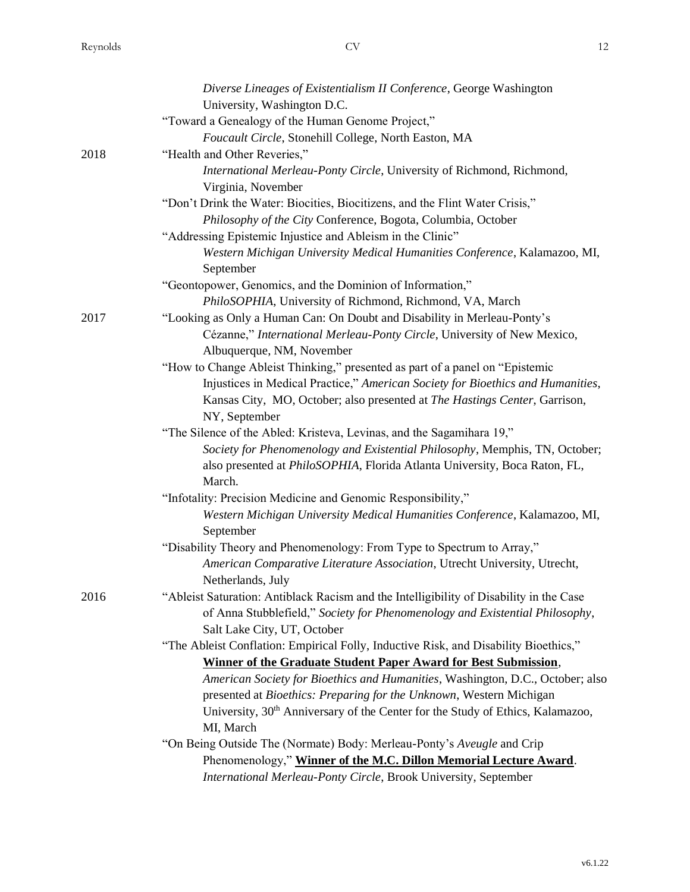*Diverse Lineages of Existentialism II Conference*, George Washington University, Washington D.C.

"Toward a Genealogy of the Human Genome Project,"
*Foucault Circle*, Stonehill College, North Easton, MA

2018

"Health and Other Reveries,"
*International Merleau-Ponty Circle*, University of Richmond, Richmond, Virginia, November

"Don't Drink the Water: Biocities, Biocitizens, and the Flint Water Crisis,"
*Philosophy of the City* Conference, Bogota, Columbia, October

"Addressing Epistemic Injustice and Ableism in the Clinic"
*Western Michigan University Medical Humanities Conference*, Kalamazoo, MI, September

"Geontopower, Genomics, and the Dominion of Information,"
*PhiloSOPHIA*, University of Richmond, Richmond, VA, March

2017

"Looking as Only a Human Can: On Doubt and Disability in Merleau-Ponty's Cézanne," *International Merleau-Ponty Circle*, University of New Mexico, Albuquerque, NM, November

"How to Change Ableist Thinking," presented as part of a panel on "Epistemic Injustices in Medical Practice," *American Society for Bioethics and Humanities*, Kansas City, MO, October; also presented at *The Hastings Center*, Garrison, NY, September

"The Silence of the Abled: Kristeva, Levinas, and the Sagamihara 19,"
*Society for Phenomenology and Existential Philosophy*, Memphis, TN, October; also presented at *PhiloSOPHIA*, Florida Atlanta University, Boca Raton, FL, March.

"Infotality: Precision Medicine and Genomic Responsibility,"
*Western Michigan University Medical Humanities Conference*, Kalamazoo, MI, September

"Disability Theory and Phenomenology: From Type to Spectrum to Array,"
*American Comparative Literature Association*, Utrecht University, Utrecht, Netherlands, July

2016

"Ableist Saturation: Antiblack Racism and the Intelligibility of Disability in the Case of Anna Stubblefield," *Society for Phenomenology and Existential Philosophy*, Salt Lake City, UT, October

"The Ableist Conflation: Empirical Folly, Inductive Risk, and Disability Bioethics,"
**Winner of the Graduate Student Paper Award for Best Submission**, *American Society for Bioethics and Humanities*, Washington, D.C., October; also presented at *Bioethics: Preparing for the Unknown*, Western Michigan University, 30th Anniversary of the Center for the Study of Ethics, Kalamazoo, MI, March

"On Being Outside The (Normate) Body: Merleau-Ponty's *Aveugle* and Crip Phenomenology," **Winner of the M.C. Dillon Memorial Lecture Award**. *International Merleau-Ponty Circle*, Brook University, September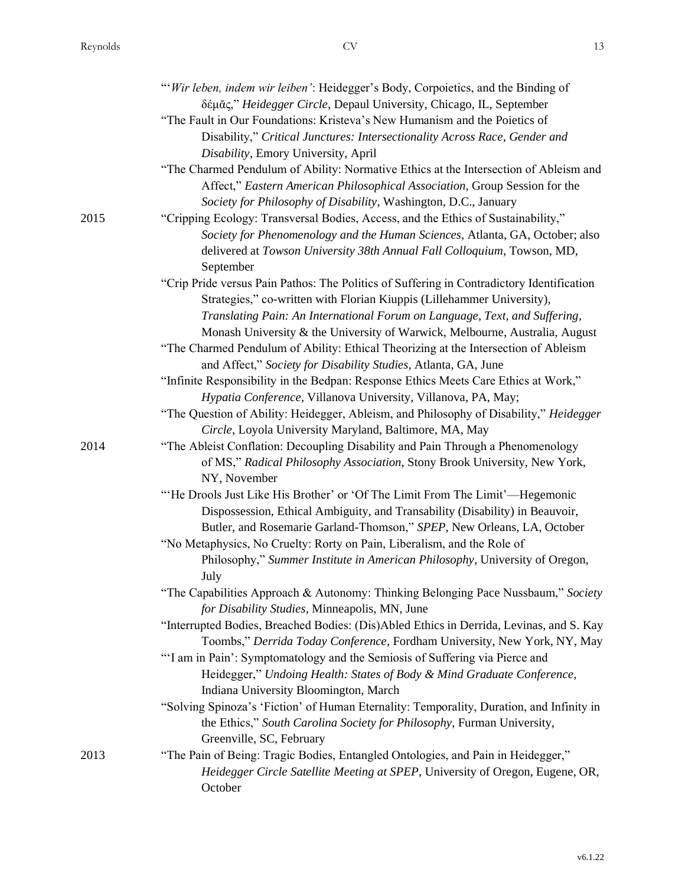"'*Wir leben, indem wir leiben'*: Heidegger's Body, Corpoietics, and the Binding of δέμᾰς," *Heidegger Circle*, Depaul University, Chicago, IL, September

"The Fault in Our Foundations: Kristeva's New Humanism and the Poietics of Disability," *Critical Junctures: Intersectionality Across Race, Gender and Disability*, Emory University, April

"The Charmed Pendulum of Ability: Normative Ethics at the Intersection of Ableism and Affect," *Eastern American Philosophical Association*, Group Session for the *Society for Philosophy of Disability*, Washington, D.C., January

**2015**

"Cripping Ecology: Transversal Bodies, Access, and the Ethics of Sustainability," *Society for Phenomenology and the Human Sciences*, Atlanta, GA, October; also delivered at *Towson University 38th Annual Fall Colloquium*, Towson, MD, September

"Crip Pride versus Pain Pathos: The Politics of Suffering in Contradictory Identification Strategies," co-written with Florian Kiuppis (Lillehammer University), *Translating Pain: An International Forum on Language, Text, and Suffering*, Monash University & the University of Warwick, Melbourne, Australia, August

"The Charmed Pendulum of Ability: Ethical Theorizing at the Intersection of Ableism and Affect," *Society for Disability Studies*, Atlanta, GA, June

"Infinite Responsibility in the Bedpan: Response Ethics Meets Care Ethics at Work," *Hypatia Conference*, Villanova University, Villanova, PA, May;

"The Question of Ability: Heidegger, Ableism, and Philosophy of Disability," *Heidegger Circle*, Loyola University Maryland, Baltimore, MA, May

**2014**

"The Ableist Conflation: Decoupling Disability and Pain Through a Phenomenology of MS," *Radical Philosophy Association*, Stony Brook University, New York, NY, November

"'He Drools Just Like His Brother' or 'Of The Limit From The Limit'—Hegemonic Dispossession, Ethical Ambiguity, and Transability (Disability) in Beauvoir, Butler, and Rosemarie Garland-Thomson," *SPEP*, New Orleans, LA, October

"No Metaphysics, No Cruelty: Rorty on Pain, Liberalism, and the Role of Philosophy," *Summer Institute in American Philosophy*, University of Oregon, July

"The Capabilities Approach & Autonomy: Thinking Belonging Pace Nussbaum," *Society for Disability Studies*, Minneapolis, MN, June

"Interrupted Bodies, Breached Bodies: (Dis)Abled Ethics in Derrida, Levinas, and S. Kay Toombs," *Derrida Today Conference*, Fordham University, New York, NY, May

"'I am in Pain': Symptomatology and the Semiosis of Suffering via Pierce and Heidegger," *Undoing Health: States of Body & Mind Graduate Conference*, Indiana University Bloomington, March

"Solving Spinoza's 'Fiction' of Human Eternality: Temporality, Duration, and Infinity in the Ethics," *South Carolina Society for Philosophy*, Furman University, Greenville, SC, February

**2013**

"The Pain of Being: Tragic Bodies, Entangled Ontologies, and Pain in Heidegger," *Heidegger Circle Satellite Meeting at SPEP*, University of Oregon, Eugene, OR, October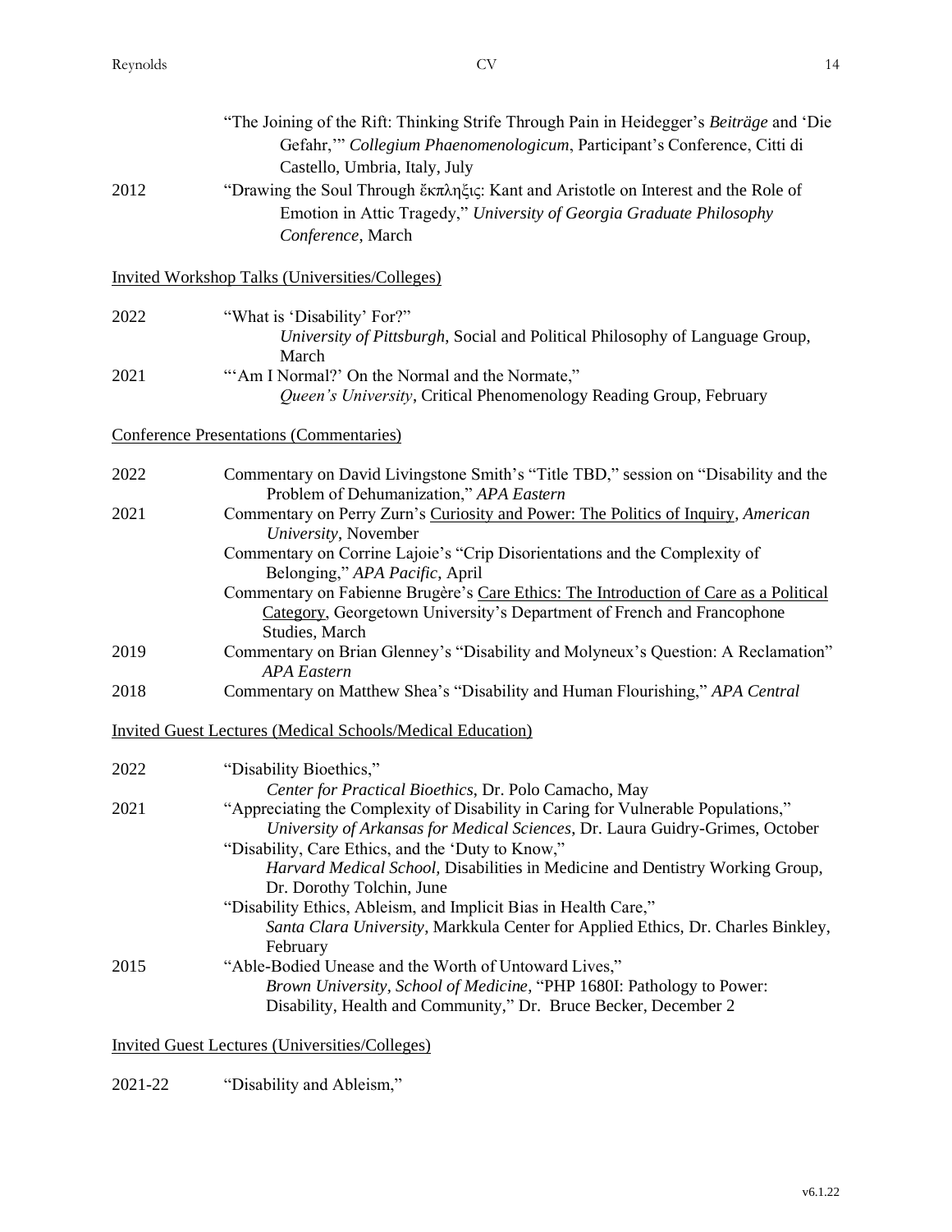“The Joining of the Rift: Thinking Strife Through Pain in Heidegger’s *Beiträge* and ‘Die Gefahr,’” *Collegium Phaenomenologicum*, Participant’s Conference, Citti di Castello, Umbria, Italy, July

2012 “Drawing the Soul Through ἔκπληξις: Kant and Aristotle on Interest and the Role of Emotion in Attic Tragedy,” *University of Georgia Graduate Philosophy Conference*, March

Invited Workshop Talks (Universities/Colleges)

2022 “What is ‘Disability’ For?”
*University of Pittsburgh*, Social and Political Philosophy of Language Group, March

2021 “‘Am I Normal?’ On the Normal and the Normate,”
*Queen’s University*, Critical Phenomenology Reading Group, February

Conference Presentations (Commentaries)

2022 Commentary on David Livingstone Smith’s “Title TBD,” session on “Disability and the Problem of Dehumanization,” *APA Eastern*

2021 Commentary on Perry Zurn’s Curiosity and Power: The Politics of Inquiry, *American University*, November

Commentary on Corrine Lajoie’s “Crip Disorientations and the Complexity of Belonging,” *APA Pacific*, April

Commentary on Fabienne Brugère’s Care Ethics: The Introduction of Care as a Political Category, Georgetown University’s Department of French and Francophone Studies, March

2019 Commentary on Brian Glenney’s “Disability and Molyneux’s Question: A Reclamation” *APA Eastern*

2018 Commentary on Matthew Shea’s “Disability and Human Flourishing,” *APA Central*

Invited Guest Lectures (Medical Schools/Medical Education)

2022 “Disability Bioethics,”
*Center for Practical Bioethics*, Dr. Polo Camacho, May

2021 “Appreciating the Complexity of Disability in Caring for Vulnerable Populations,”
*University of Arkansas for Medical Sciences*, Dr. Laura Guidry-Grimes, October

“Disability, Care Ethics, and the ‘Duty to Know,”
*Harvard Medical School*, Disabilities in Medicine and Dentistry Working Group, Dr. Dorothy Tolchin, June

“Disability Ethics, Ableism, and Implicit Bias in Health Care,”
*Santa Clara University*, Markkula Center for Applied Ethics, Dr. Charles Binkley, February

2015 “Able-Bodied Unease and the Worth of Untoward Lives,”
*Brown University, School of Medicine*, “PHP 1680I: Pathology to Power: Disability, Health and Community,” Dr. Bruce Becker, December 2

Invited Guest Lectures (Universities/Colleges)

2021-22 “Disability and Ableism,”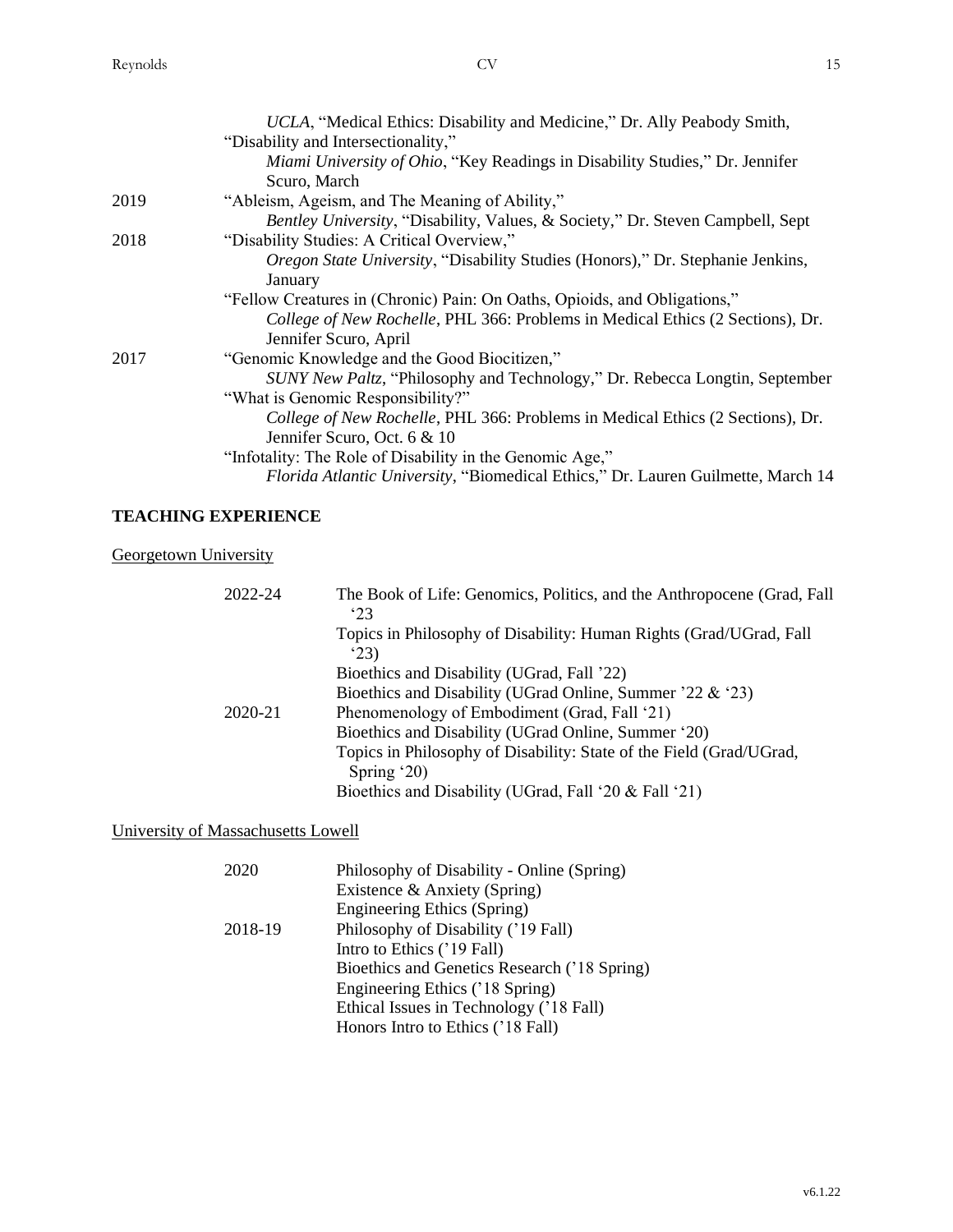*UCLA*, "Medical Ethics: Disability and Medicine," Dr. Ally Peabody Smith,

"Disability and Intersectionality,"

*Miami University of Ohio*, "Key Readings in Disability Studies," Dr. Jennifer Scuro, March

2019 "Ableism, Ageism, and The Meaning of Ability,"

*Bentley University*, "Disability, Values, & Society," Dr. Steven Campbell, Sept

2018 "Disability Studies: A Critical Overview,"

*Oregon State University*, "Disability Studies (Honors)," Dr. Stephanie Jenkins, January

"Fellow Creatures in (Chronic) Pain: On Oaths, Opioids, and Obligations,"

*College of New Rochelle*, PHL 366: Problems in Medical Ethics (2 Sections), Dr. Jennifer Scuro, April

2017 "Genomic Knowledge and the Good Biocitizen,"

*SUNY New Paltz*, "Philosophy and Technology," Dr. Rebecca Longtin, September

"What is Genomic Responsibility?"

*College of New Rochelle*, PHL 366: Problems in Medical Ethics (2 Sections), Dr. Jennifer Scuro, Oct. 6 & 10

"Infotality: The Role of Disability in the Genomic Age,"

*Florida Atlantic University*, "Biomedical Ethics," Dr. Lauren Guilmette, March 14

## TEACHING EXPERIENCE

Georgetown University

2022-24
- The Book of Life: Genomics, Politics, and the Anthropocene (Grad, Fall '23
- Topics in Philosophy of Disability: Human Rights (Grad/UGrad, Fall '23)
- Bioethics and Disability (UGrad, Fall '22)
- Bioethics and Disability (UGrad Online, Summer '22 & '23)

2020-21
- Phenomenology of Embodiment (Grad, Fall '21)
- Bioethics and Disability (UGrad Online, Summer '20)
- Topics in Philosophy of Disability: State of the Field (Grad/UGrad, Spring '20)
- Bioethics and Disability (UGrad, Fall '20 & Fall '21)

University of Massachusetts Lowell

2020
- Philosophy of Disability - Online (Spring)
- Existence & Anxiety (Spring)
- Engineering Ethics (Spring)

2018-19
- Philosophy of Disability ('19 Fall)
- Intro to Ethics ('19 Fall)
- Bioethics and Genetics Research ('18 Spring)
- Engineering Ethics ('18 Spring)
- Ethical Issues in Technology ('18 Fall)
- Honors Intro to Ethics ('18 Fall)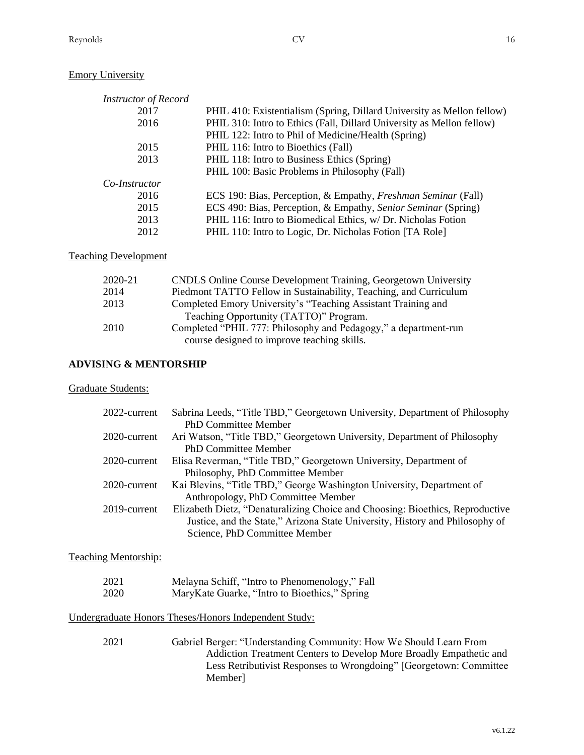Emory University

*Instructor of Record*

| | |
|---|---|
| 2017 | PHIL 410: Existentialism (Spring, Dillard University as Mellon fellow) |
| 2016 | PHIL 310: Intro to Ethics (Fall, Dillard University as Mellon fellow) |
| | PHIL 122: Intro to Phil of Medicine/Health (Spring) |
| 2015 | PHIL 116: Intro to Bioethics (Fall) |
| 2013 | PHIL 118: Intro to Business Ethics (Spring) |
| | PHIL 100: Basic Problems in Philosophy (Fall) |

*Co-Instructor*

| | |
|---|---|
| 2016 | ECS 190: Bias, Perception, & Empathy, *Freshman Seminar* (Fall) |
| 2015 | ECS 490: Bias, Perception, & Empathy, *Senior Seminar* (Spring) |
| 2013 | PHIL 116: Intro to Biomedical Ethics, w/ Dr. Nicholas Fotion |
| 2012 | PHIL 110: Intro to Logic, Dr. Nicholas Fotion [TA Role] |

Teaching Development

| | |
|---|---|
| 2020-21 | CNDLS Online Course Development Training, Georgetown University |
| 2014 | Piedmont TATTO Fellow in Sustainability, Teaching, and Curriculum |
| 2013 | Completed Emory University's "Teaching Assistant Training and Teaching Opportunity (TATTO)" Program. |
| 2010 | Completed "PHIL 777: Philosophy and Pedagogy," a department-run course designed to improve teaching skills. |

## ADVISING & MENTORSHIP

Graduate Students:

| | |
|---|---|
| 2022-current | Sabrina Leeds, "Title TBD," Georgetown University, Department of Philosophy PhD Committee Member |
| 2020-current | Ari Watson, "Title TBD," Georgetown University, Department of Philosophy PhD Committee Member |
| 2020-current | Elisa Reverman, "Title TBD," Georgetown University, Department of Philosophy, PhD Committee Member |
| 2020-current | Kai Blevins, "Title TBD," George Washington University, Department of Anthropology, PhD Committee Member |
| 2019-current | Elizabeth Dietz, "Denaturalizing Choice and Choosing: Bioethics, Reproductive Justice, and the State," Arizona State University, History and Philosophy of Science, PhD Committee Member |

Teaching Mentorship:

| | |
|---|---|
| 2021 | Melayna Schiff, "Intro to Phenomenology," Fall |
| 2020 | MaryKate Guarke, "Intro to Bioethics," Spring |

Undergraduate Honors Theses/Honors Independent Study:

| | |
|---|---|
| 2021 | Gabriel Berger: "Understanding Community: How We Should Learn From Addiction Treatment Centers to Develop More Broadly Empathetic and Less Retributivist Responses to Wrongdoing" [Georgetown: Committee Member] |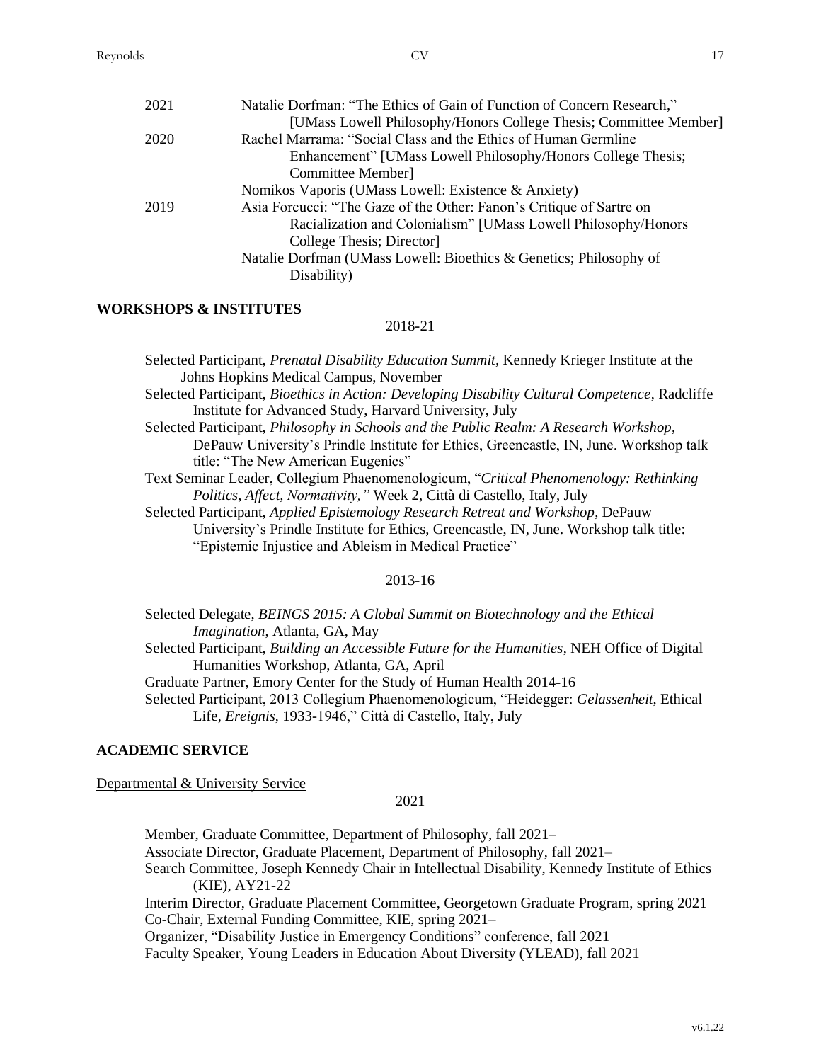| | |
|---|---|
| 2021 | Natalie Dorfman: "The Ethics of Gain of Function of Concern Research," [UMass Lowell Philosophy/Honors College Thesis; Committee Member] |
| 2020 | Rachel Marrama: "Social Class and the Ethics of Human Germline Enhancement" [UMass Lowell Philosophy/Honors College Thesis; Committee Member] |
| | Nomikos Vaporis (UMass Lowell: Existence & Anxiety) |
| 2019 | Asia Forcucci: "The Gaze of the Other: Fanon's Critique of Sartre on Racialization and Colonialism" [UMass Lowell Philosophy/Honors College Thesis; Director] |
| | Natalie Dorfman (UMass Lowell: Bioethics & Genetics; Philosophy of Disability) |

## WORKSHOPS & INSTITUTES

2018-21

- Selected Participant, *Prenatal Disability Education Summit*, Kennedy Krieger Institute at the Johns Hopkins Medical Campus, November
- Selected Participant, *Bioethics in Action: Developing Disability Cultural Competence*, Radcliffe Institute for Advanced Study, Harvard University, July
- Selected Participant, *Philosophy in Schools and the Public Realm: A Research Workshop*, DePauw University's Prindle Institute for Ethics, Greencastle, IN, June. Workshop talk title: "The New American Eugenics"
- Text Seminar Leader, Collegium Phaenomenologicum, "*Critical Phenomenology: Rethinking Politics, Affect, Normativity,"* Week 2, Città di Castello, Italy, July
- Selected Participant, *Applied Epistemology Research Retreat and Workshop*, DePauw University's Prindle Institute for Ethics, Greencastle, IN, June. Workshop talk title: "Epistemic Injustice and Ableism in Medical Practice"

2013-16

- Selected Delegate, *BEINGS 2015: A Global Summit on Biotechnology and the Ethical Imagination*, Atlanta, GA, May
- Selected Participant, *Building an Accessible Future for the Humanities*, NEH Office of Digital Humanities Workshop, Atlanta, GA, April
- Graduate Partner, Emory Center for the Study of Human Health 2014-16
- Selected Participant, 2013 Collegium Phaenomenologicum, "Heidegger: *Gelassenheit*, Ethical Life, *Ereignis*, 1933-1946," Città di Castello, Italy, July

## ACADEMIC SERVICE

Departmental & University Service

2021

- Member, Graduate Committee, Department of Philosophy, fall 2021–
- Associate Director, Graduate Placement, Department of Philosophy, fall 2021–
- Search Committee, Joseph Kennedy Chair in Intellectual Disability, Kennedy Institute of Ethics (KIE), AY21-22
- Interim Director, Graduate Placement Committee, Georgetown Graduate Program, spring 2021
- Co-Chair, External Funding Committee, KIE, spring 2021–
- Organizer, "Disability Justice in Emergency Conditions" conference, fall 2021
- Faculty Speaker, Young Leaders in Education About Diversity (YLEAD), fall 2021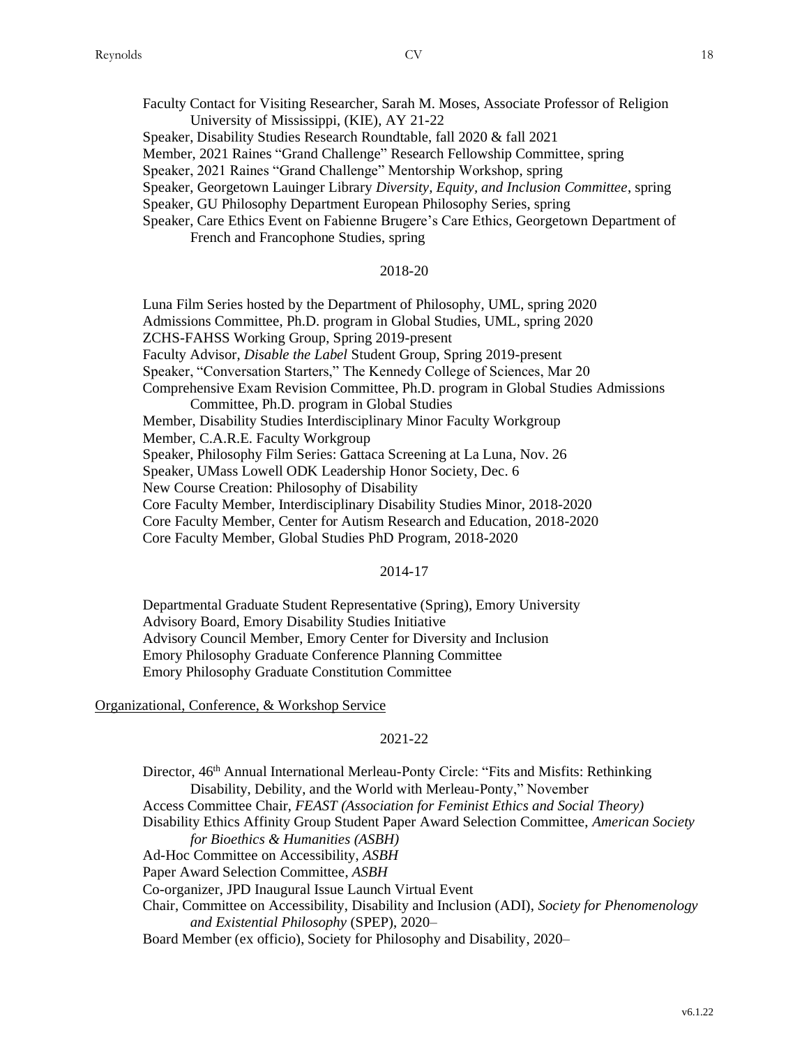Faculty Contact for Visiting Researcher, Sarah M. Moses, Associate Professor of Religion University of Mississippi, (KIE), AY 21-22

Speaker, Disability Studies Research Roundtable, fall 2020 & fall 2021

Member, 2021 Raines "Grand Challenge" Research Fellowship Committee, spring

Speaker, 2021 Raines "Grand Challenge" Mentorship Workshop, spring

Speaker, Georgetown Lauinger Library *Diversity, Equity, and Inclusion Committee*, spring

Speaker, GU Philosophy Department European Philosophy Series, spring

Speaker, Care Ethics Event on Fabienne Brugere's Care Ethics, Georgetown Department of French and Francophone Studies, spring

2018-20

Luna Film Series hosted by the Department of Philosophy, UML, spring 2020

Admissions Committee, Ph.D. program in Global Studies, UML, spring 2020

ZCHS-FAHSS Working Group, Spring 2019-present

Faculty Advisor, *Disable the Label* Student Group, Spring 2019-present

Speaker, "Conversation Starters," The Kennedy College of Sciences, Mar 20

Comprehensive Exam Revision Committee, Ph.D. program in Global Studies Admissions Committee, Ph.D. program in Global Studies

Member, Disability Studies Interdisciplinary Minor Faculty Workgroup

Member, C.A.R.E. Faculty Workgroup

Speaker, Philosophy Film Series: Gattaca Screening at La Luna, Nov. 26

Speaker, UMass Lowell ODK Leadership Honor Society, Dec. 6

New Course Creation: Philosophy of Disability

Core Faculty Member, Interdisciplinary Disability Studies Minor, 2018-2020

Core Faculty Member, Center for Autism Research and Education, 2018-2020

Core Faculty Member, Global Studies PhD Program, 2018-2020

2014-17

Departmental Graduate Student Representative (Spring), Emory University

Advisory Board, Emory Disability Studies Initiative

Advisory Council Member, Emory Center for Diversity and Inclusion

Emory Philosophy Graduate Conference Planning Committee

Emory Philosophy Graduate Constitution Committee

## Organizational, Conference, & Workshop Service

2021-22

Director, 46th Annual International Merleau-Ponty Circle: "Fits and Misfits: Rethinking Disability, Debility, and the World with Merleau-Ponty," November

Access Committee Chair, *FEAST (Association for Feminist Ethics and Social Theory)*

Disability Ethics Affinity Group Student Paper Award Selection Committee, *American Society for Bioethics & Humanities (ASBH)*

Ad-Hoc Committee on Accessibility, *ASBH*

Paper Award Selection Committee, *ASBH*

Co-organizer, JPD Inaugural Issue Launch Virtual Event

Chair, Committee on Accessibility, Disability and Inclusion (ADI), *Society for Phenomenology and Existential Philosophy* (SPEP), 2020–

Board Member (ex officio), Society for Philosophy and Disability, 2020–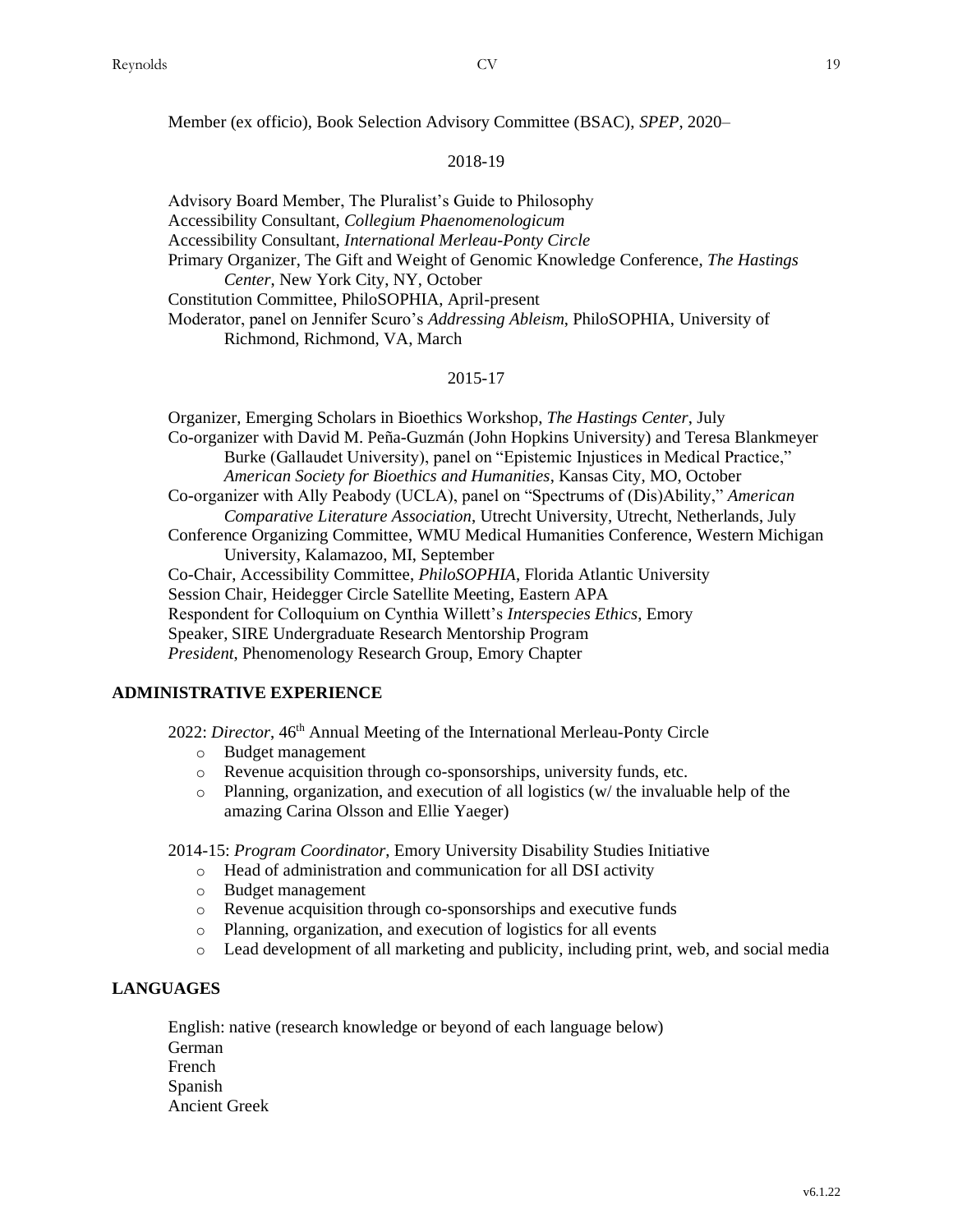Member (ex officio), Book Selection Advisory Committee (BSAC), *SPEP*, 2020–

2018-19

Advisory Board Member, The Pluralist's Guide to Philosophy
Accessibility Consultant, *Collegium Phaenomenologicum*
Accessibility Consultant, *International Merleau-Ponty Circle*
Primary Organizer, The Gift and Weight of Genomic Knowledge Conference, *The Hastings Center*, New York City, NY, October
Constitution Committee, PhiloSOPHIA, April-present
Moderator, panel on Jennifer Scuro's *Addressing Ableism*, PhiloSOPHIA, University of Richmond, Richmond, VA, March

2015-17

Organizer, Emerging Scholars in Bioethics Workshop, *The Hastings Center*, July
Co-organizer with David M. Peña-Guzmán (John Hopkins University) and Teresa Blankmeyer Burke (Gallaudet University), panel on "Epistemic Injustices in Medical Practice," *American Society for Bioethics and Humanities*, Kansas City, MO, October
Co-organizer with Ally Peabody (UCLA), panel on "Spectrums of (Dis)Ability," *American Comparative Literature Association*, Utrecht University, Utrecht, Netherlands, July
Conference Organizing Committee, WMU Medical Humanities Conference, Western Michigan University, Kalamazoo, MI, September
Co-Chair, Accessibility Committee, *PhiloSOPHIA*, Florida Atlantic University
Session Chair, Heidegger Circle Satellite Meeting, Eastern APA
Respondent for Colloquium on Cynthia Willett's *Interspecies Ethics*, Emory
Speaker, SIRE Undergraduate Research Mentorship Program
*President*, Phenomenology Research Group, Emory Chapter

## ADMINISTRATIVE EXPERIENCE

2022: *Director*, 46th Annual Meeting of the International Merleau-Ponty Circle

- Budget management
- Revenue acquisition through co-sponsorships, university funds, etc.
- Planning, organization, and execution of all logistics (w/ the invaluable help of the amazing Carina Olsson and Ellie Yaeger)

2014-15: *Program Coordinator*, Emory University Disability Studies Initiative

- Head of administration and communication for all DSI activity
- Budget management
- Revenue acquisition through co-sponsorships and executive funds
- Planning, organization, and execution of logistics for all events
- Lead development of all marketing and publicity, including print, web, and social media

## LANGUAGES

English: native (research knowledge or beyond of each language below)
German
French
Spanish
Ancient Greek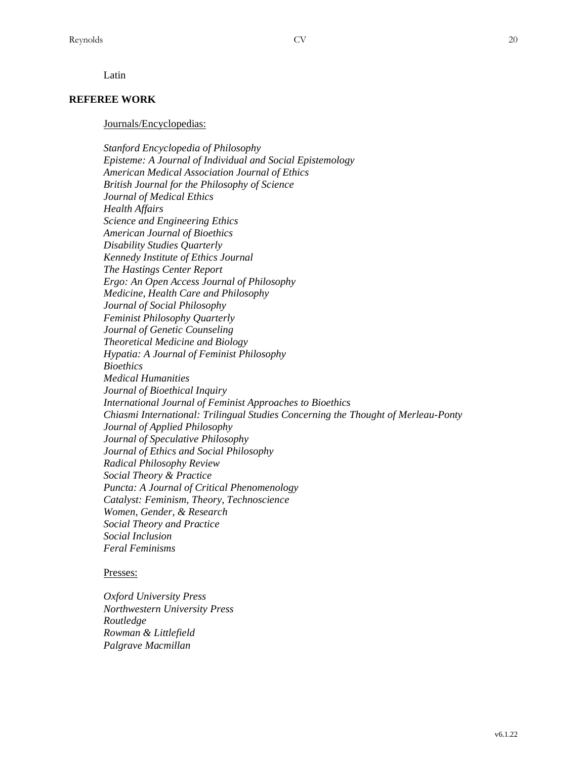Latin

## REFEREE WORK

Journals/Encyclopedias:

*Stanford Encyclopedia of Philosophy*
*Episteme: A Journal of Individual and Social Epistemology*
*American Medical Association Journal of Ethics*
*British Journal for the Philosophy of Science*
*Journal of Medical Ethics*
*Health Affairs*
*Science and Engineering Ethics*
*American Journal of Bioethics*
*Disability Studies Quarterly*
*Kennedy Institute of Ethics Journal*
*The Hastings Center Report*
*Ergo: An Open Access Journal of Philosophy*
*Medicine, Health Care and Philosophy*
*Journal of Social Philosophy*
*Feminist Philosophy Quarterly*
*Journal of Genetic Counseling*
*Theoretical Medicine and Biology*
*Hypatia: A Journal of Feminist Philosophy*
*Bioethics*
*Medical Humanities*
*Journal of Bioethical Inquiry*
*International Journal of Feminist Approaches to Bioethics*
*Chiasmi International: Trilingual Studies Concerning the Thought of Merleau-Ponty*
*Journal of Applied Philosophy*
*Journal of Speculative Philosophy*
*Journal of Ethics and Social Philosophy*
*Radical Philosophy Review*
*Social Theory & Practice*
*Puncta: A Journal of Critical Phenomenology*
*Catalyst: Feminism, Theory, Technoscience*
*Women, Gender, & Research*
*Social Theory and Practice*
*Social Inclusion*
*Feral Feminisms*

Presses:

*Oxford University Press*
*Northwestern University Press*
*Routledge*
*Rowman & Littlefield*
*Palgrave Macmillan*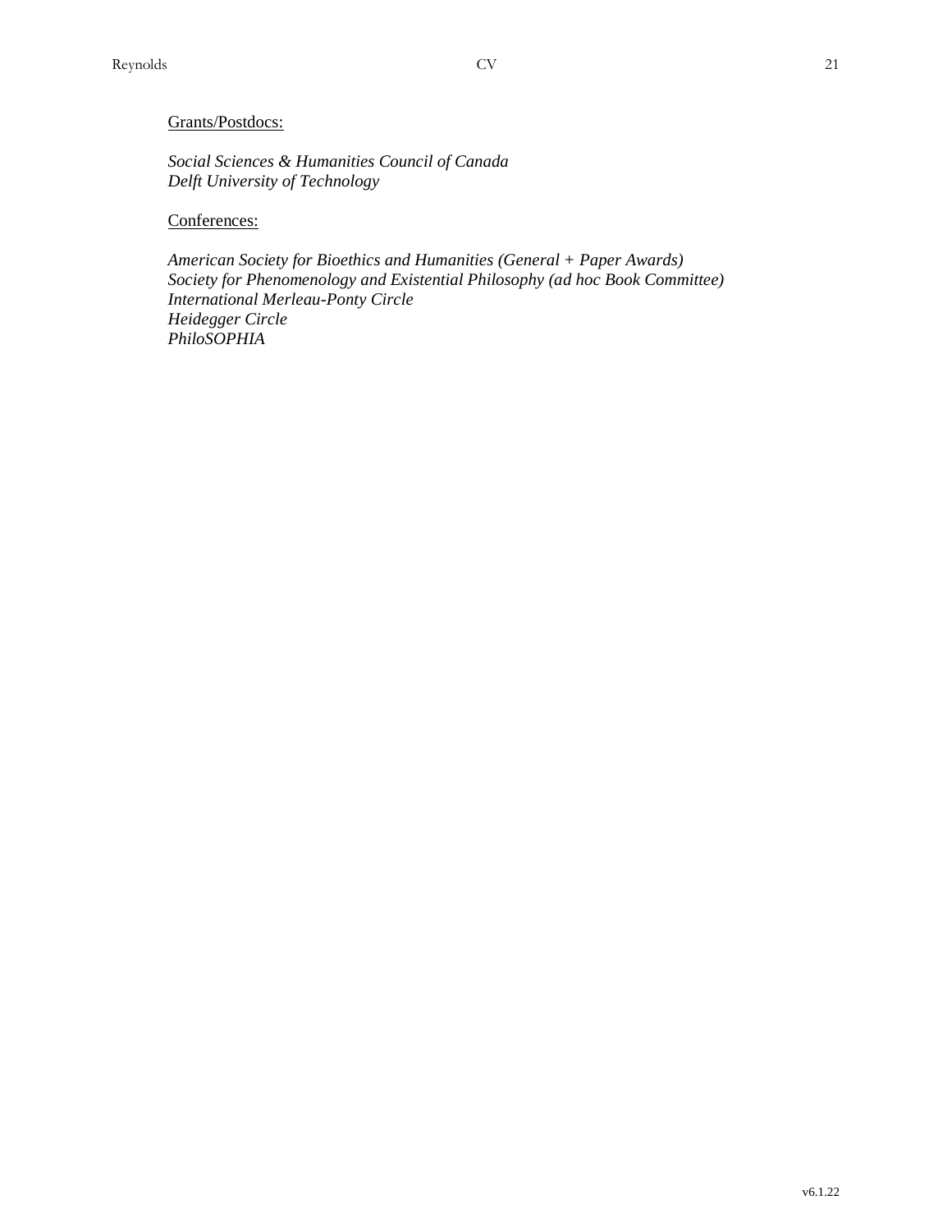Grants/Postdocs:

*Social Sciences & Humanities Council of Canada*
*Delft University of Technology*

Conferences:

*American Society for Bioethics and Humanities (General + Paper Awards)*
*Society for Phenomenology and Existential Philosophy (ad hoc Book Committee)*
*International Merleau-Ponty Circle*
*Heidegger Circle*
*PhiloSOPHIA*

v6.1.22